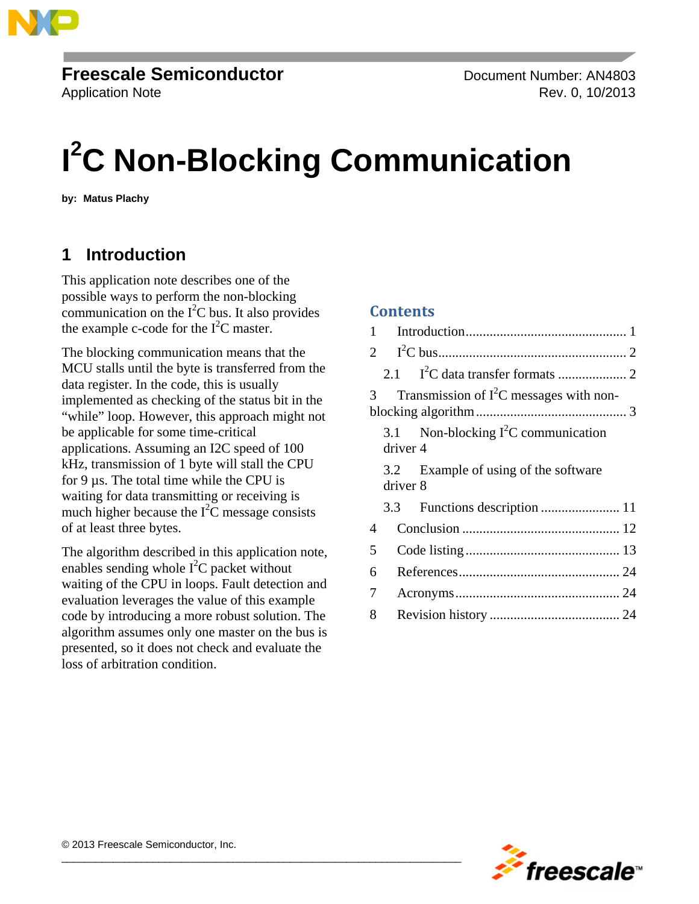Freescale Semiconductor
Application Note

Document Number: AN4803
Rev. 0, 10/2013

# I$^2$C Non-Blocking Communication

by: **Matus Plachy**

## 1 Introduction

This application note describes one of the possible ways to perform the non-blocking communication on the I$^2$C bus. It also provides the example c-code for the I$^2$C master.

The blocking communication means that the MCU stalls until the byte is transferred from the data register. In the code, this is usually implemented as checking of the status bit in the "while" loop. However, this approach might not be applicable for some time-critical applications. Assuming an I2C speed of 100 kHz, transmission of 1 byte will stall the CPU for 9 µs. The total time while the CPU is waiting for data transmitting or receiving is much higher because the I$^2$C message consists of at least three bytes.

The algorithm described in this application note, enables sending whole I$^2$C packet without waiting of the CPU in loops. Fault detection and evaluation leverages the value of this example code by introducing a more robust solution. The algorithm assumes only one master on the bus is presented, so it does not check and evaluate the loss of arbitration condition.

### Contents

1 Introduction .......... 1
2 I$^2$C bus .......... 2
   2.1 I$^2$C data transfer formats .......... 2
3 Transmission of I$^2$C messages with non-blocking algorithm .......... 3
   3.1 Non-blocking I$^2$C communication driver 4
   3.2 Example of using of the software driver 8
   3.3 Functions description .......... 11
4 Conclusion .......... 12
5 Code listing .......... 13
6 References .......... 24
7 Acronyms .......... 24
8 Revision history .......... 24

© 2013 Freescale Semiconductor, Inc.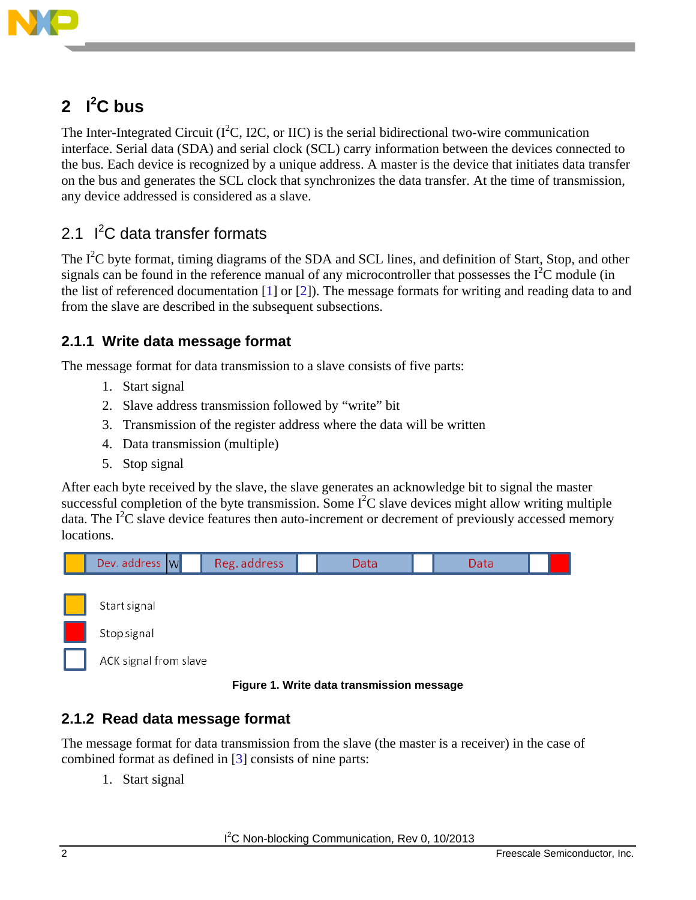## 2 I$^2$C bus

The Inter-Integrated Circuit (I$^2$C, I2C, or IIC) is the serial bidirectional two-wire communication interface. Serial data (SDA) and serial clock (SCL) carry information between the devices connected to the bus. Each device is recognized by a unique address. A master is the device that initiates data transfer on the bus and generates the SCL clock that synchronizes the data transfer. At the time of transmission, any device addressed is considered as a slave.

### 2.1 I$^2$C data transfer formats

The I$^2$C byte format, timing diagrams of the SDA and SCL lines, and definition of Start, Stop, and other signals can be found in the reference manual of any microcontroller that possesses the I$^2$C module (in the list of referenced documentation [1] or [2]). The message formats for writing and reading data to and from the slave are described in the subsequent subsections.

#### 2.1.1 Write data message format

The message format for data transmission to a slave consists of five parts:

1. Start signal
2. Slave address transmission followed by "write" bit
3. Transmission of the register address where the data will be written
4. Data transmission (multiple)
5. Stop signal

After each byte received by the slave, the slave generates an acknowledge bit to signal the master successful completion of the byte transmission. Some I$^2$C slave devices might allow writing multiple data. The I$^2$C slave device features then auto-increment or decrement of previously accessed memory locations.

| Start | Dev. address | W | ACK | Reg. address | ACK | Data | ACK | Data | ACK | Stop |
|---|---|---|---|---|---|---|---|---|---|---|

Start signal

Stop signal

ACK signal from slave

**Figure 1. Write data transmission message**

#### 2.1.2 Read data message format

The message format for data transmission from the slave (the master is a receiver) in the case of combined format as defined in [3] consists of nine parts:

1. Start signal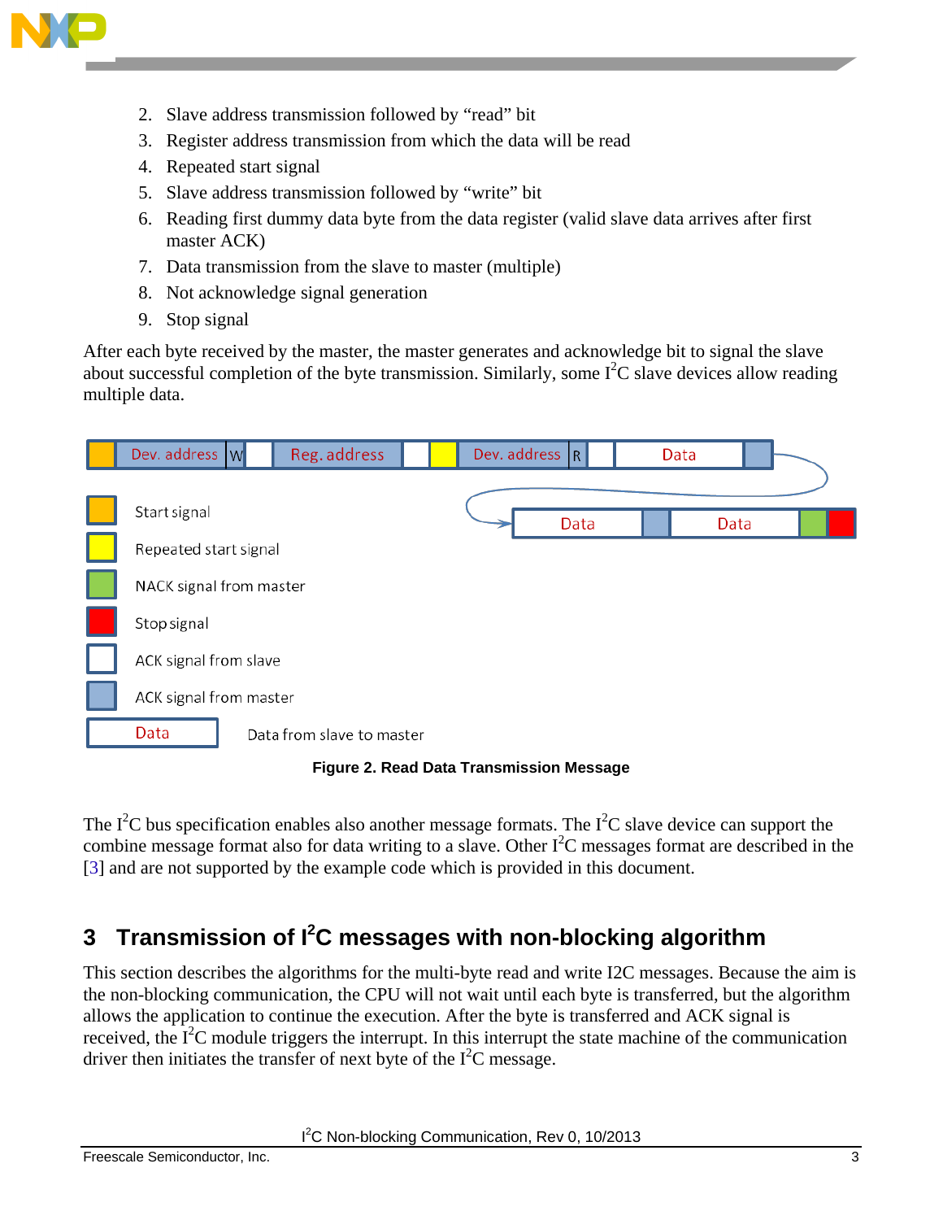2. Slave address transmission followed by “read” bit
3. Register address transmission from which the data will be read
4. Repeated start signal
5. Slave address transmission followed by “write” bit
6. Reading first dummy data byte from the data register (valid slave data arrives after first master ACK)
7. Data transmission from the slave to master (multiple)
8. Not acknowledge signal generation
9. Stop signal

After each byte received by the master, the master generates and acknowledge bit to signal the slave about successful completion of the byte transmission. Similarly, some I²C slave devices allow reading multiple data.

Dev. address | W | Reg. address | Dev. address | R | Data | Data | Data

Start signal
Repeated start signal
NACK signal from master
Stop signal
ACK signal from slave
ACK signal from master
Data — Data from slave to master

**Figure 2. Read Data Transmission Message**

The I²C bus specification enables also another message formats. The I²C slave device can support the combine message format also for data writing to a slave. Other I²C messages format are described in the [3] and are not supported by the example code which is provided in this document.

# 3 Transmission of I²C messages with non-blocking algorithm

This section describes the algorithms for the multi-byte read and write I2C messages. Because the aim is the non-blocking communication, the CPU will not wait until each byte is transferred, but the algorithm allows the application to continue the execution. After the byte is transferred and ACK signal is received, the I²C module triggers the interrupt. In this interrupt the state machine of the communication driver then initiates the transfer of next byte of the I²C message.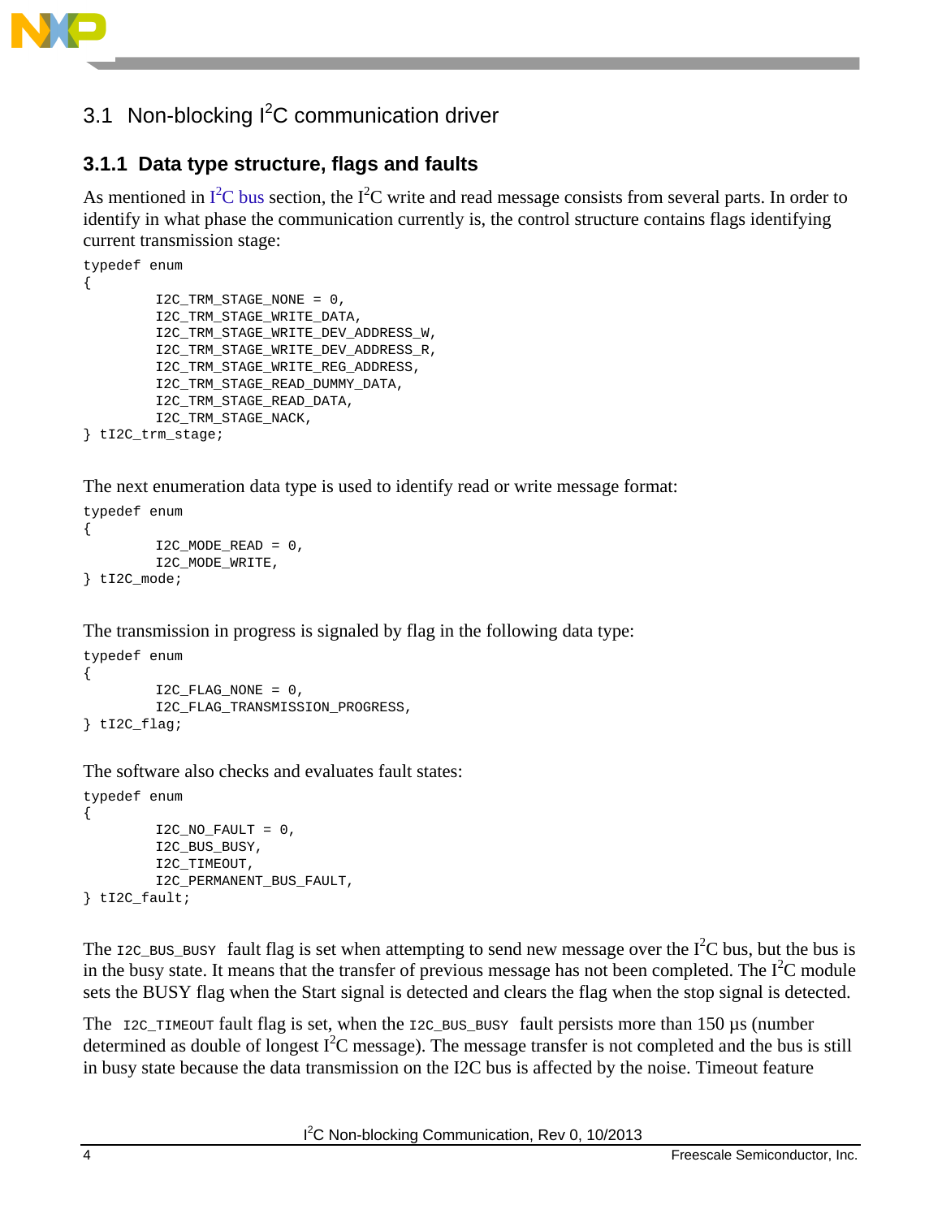## 3.1 Non-blocking I²C communication driver

### 3.1.1 Data type structure, flags and faults

As mentioned in I²C bus section, the I²C write and read message consists from several parts. In order to identify in what phase the communication currently is, the control structure contains flags identifying current transmission stage:

```
typedef enum
{
        I2C_TRM_STAGE_NONE = 0,
        I2C_TRM_STAGE_WRITE_DATA,
        I2C_TRM_STAGE_WRITE_DEV_ADDRESS_W,
        I2C_TRM_STAGE_WRITE_DEV_ADDRESS_R,
        I2C_TRM_STAGE_WRITE_REG_ADDRESS,
        I2C_TRM_STAGE_READ_DUMMY_DATA,
        I2C_TRM_STAGE_READ_DATA,
        I2C_TRM_STAGE_NACK,
} tI2C_trm_stage;
```

The next enumeration data type is used to identify read or write message format:

```
typedef enum
{
        I2C_MODE_READ = 0,
        I2C_MODE_WRITE,
} tI2C_mode;
```

The transmission in progress is signaled by flag in the following data type:

```
typedef enum
{
        I2C_FLAG_NONE = 0,
        I2C_FLAG_TRANSMISSION_PROGRESS,
} tI2C_flag;
```

The software also checks and evaluates fault states:

```
typedef enum
{
        I2C_NO_FAULT = 0,
        I2C_BUS_BUSY,
        I2C_TIMEOUT,
        I2C_PERMANENT_BUS_FAULT,
} tI2C_fault;
```

The `I2C_BUS_BUSY` fault flag is set when attempting to send new message over the I²C bus, but the bus is in the busy state. It means that the transfer of previous message has not been completed. The I²C module sets the BUSY flag when the Start signal is detected and clears the flag when the stop signal is detected.

The `I2C_TIMEOUT` fault flag is set, when the `I2C_BUS_BUSY` fault persists more than 150 µs (number determined as double of longest I²C message). The message transfer is not completed and the bus is still in busy state because the data transmission on the I2C bus is affected by the noise. Timeout feature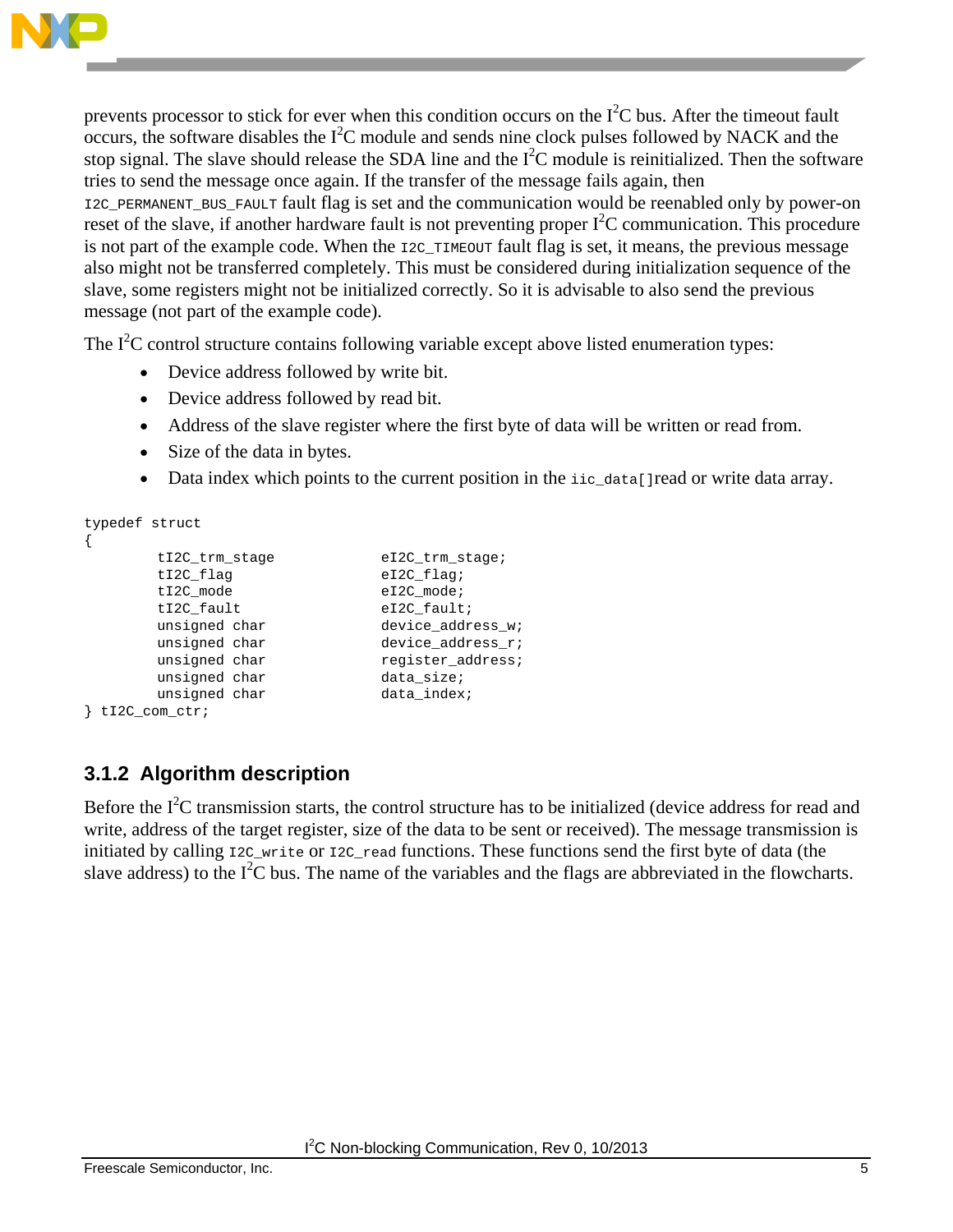prevents processor to stick for ever when this condition occurs on the $I^2C$ bus. After the timeout fault occurs, the software disables the $I^2C$ module and sends nine clock pulses followed by NACK and the stop signal. The slave should release the SDA line and the $I^2C$ module is reinitialized. Then the software tries to send the message once again. If the transfer of the message fails again, then `I2C_PERMANENT_BUS_FAULT` fault flag is set and the communication would be reenabled only by power-on reset of the slave, if another hardware fault is not preventing proper $I^2C$ communication. This procedure is not part of the example code. When the `I2C_TIMEOUT` fault flag is set, it means, the previous message also might not be transferred completely. This must be considered during initialization sequence of the slave, some registers might not be initialized correctly. So it is advisable to also send the previous message (not part of the example code).

The $I^2C$ control structure contains following variable except above listed enumeration types:

- Device address followed by write bit.
- Device address followed by read bit.
- Address of the slave register where the first byte of data will be written or read from.
- Size of the data in bytes.
- Data index which points to the current position in the `iic_data[]`read or write data array.

```
typedef struct
{
        tI2C_trm_stage             eI2C_trm_stage;
        tI2C_flag                  eI2C_flag;
        tI2C_mode                  eI2C_mode;
        tI2C_fault                 eI2C_fault;
        unsigned char              device_address_w;
        unsigned char              device_address_r;
        unsigned char              register_address;
        unsigned char              data_size;
        unsigned char              data_index;
} tI2C_com_ctr;
```

### 3.1.2 Algorithm description

Before the $I^2C$ transmission starts, the control structure has to be initialized (device address for read and write, address of the target register, size of the data to be sent or received). The message transmission is initiated by calling `I2C_write` or `I2C_read` functions. These functions send the first byte of data (the slave address) to the $I^2C$ bus. The name of the variables and the flags are abbreviated in the flowcharts.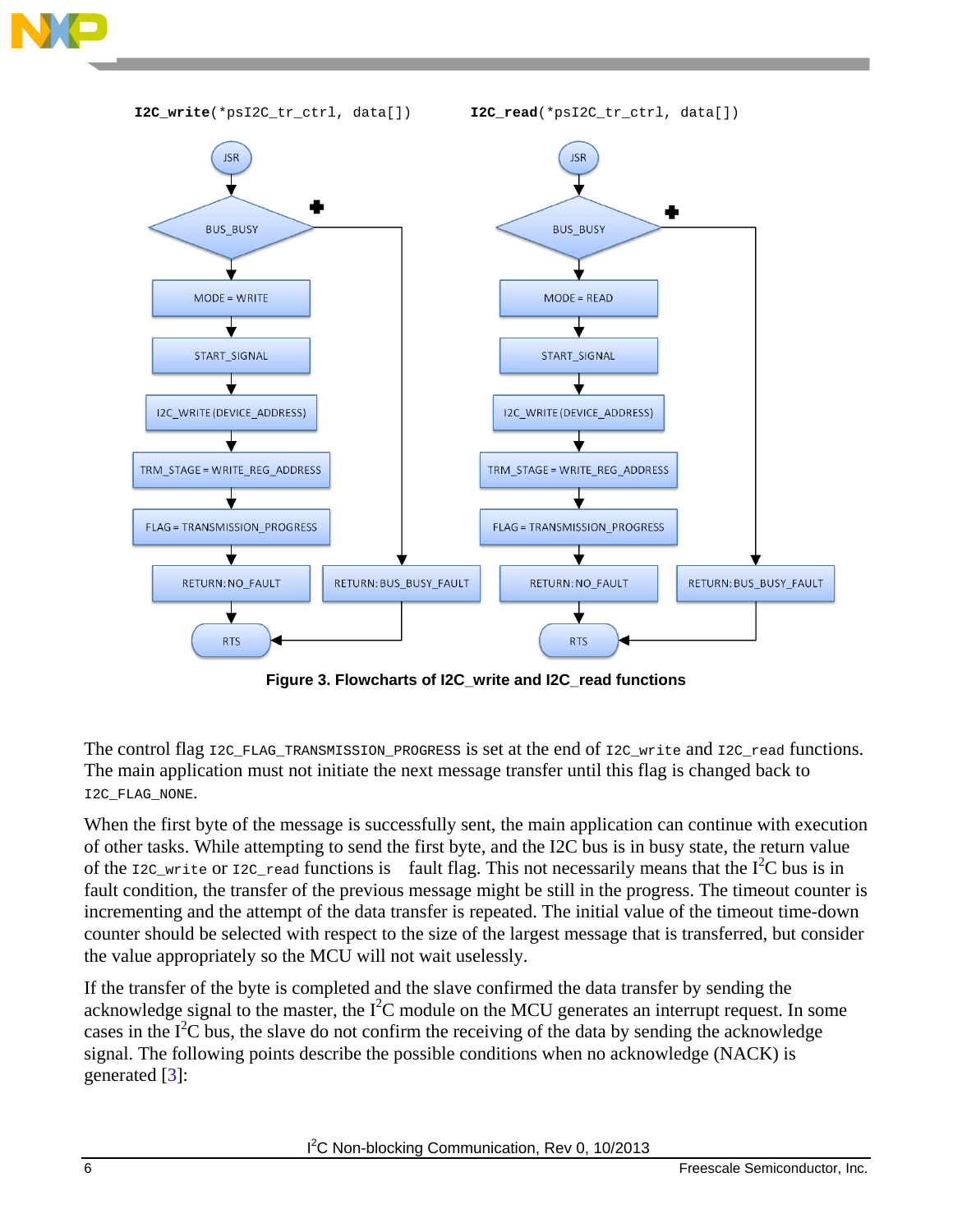I2C_write(*psI2C_tr_ctrl, data[]) I2C_read(*psI2C_tr_ctrl, data[])

**Figure 3. Flowcharts of I2C_write and I2C_read functions**

The control flag `I2C_FLAG_TRANSMISSION_PROGRESS` is set at the end of `I2C_write` and `I2C_read` functions. The main application must not initiate the next message transfer until this flag is changed back to `I2C_FLAG_NONE`.

When the first byte of the message is successfully sent, the main application can continue with execution of other tasks. While attempting to send the first byte, and the I2C bus is in busy state, the return value of the `I2C_write` or `I2C_read` functions is fault flag. This not necessarily means that the $I^2C$ bus is in fault condition, the transfer of the previous message might be still in the progress. The timeout counter is incrementing and the attempt of the data transfer is repeated. The initial value of the timeout time-down counter should be selected with respect to the size of the largest message that is transferred, but consider the value appropriately so the MCU will not wait uselessly.

If the transfer of the byte is completed and the slave confirmed the data transfer by sending the acknowledge signal to the master, the $I^2C$ module on the MCU generates an interrupt request. In some cases in the $I^2C$ bus, the slave do not confirm the receiving of the data by sending the acknowledge signal. The following points describe the possible conditions when no acknowledge (NACK) is generated [3]: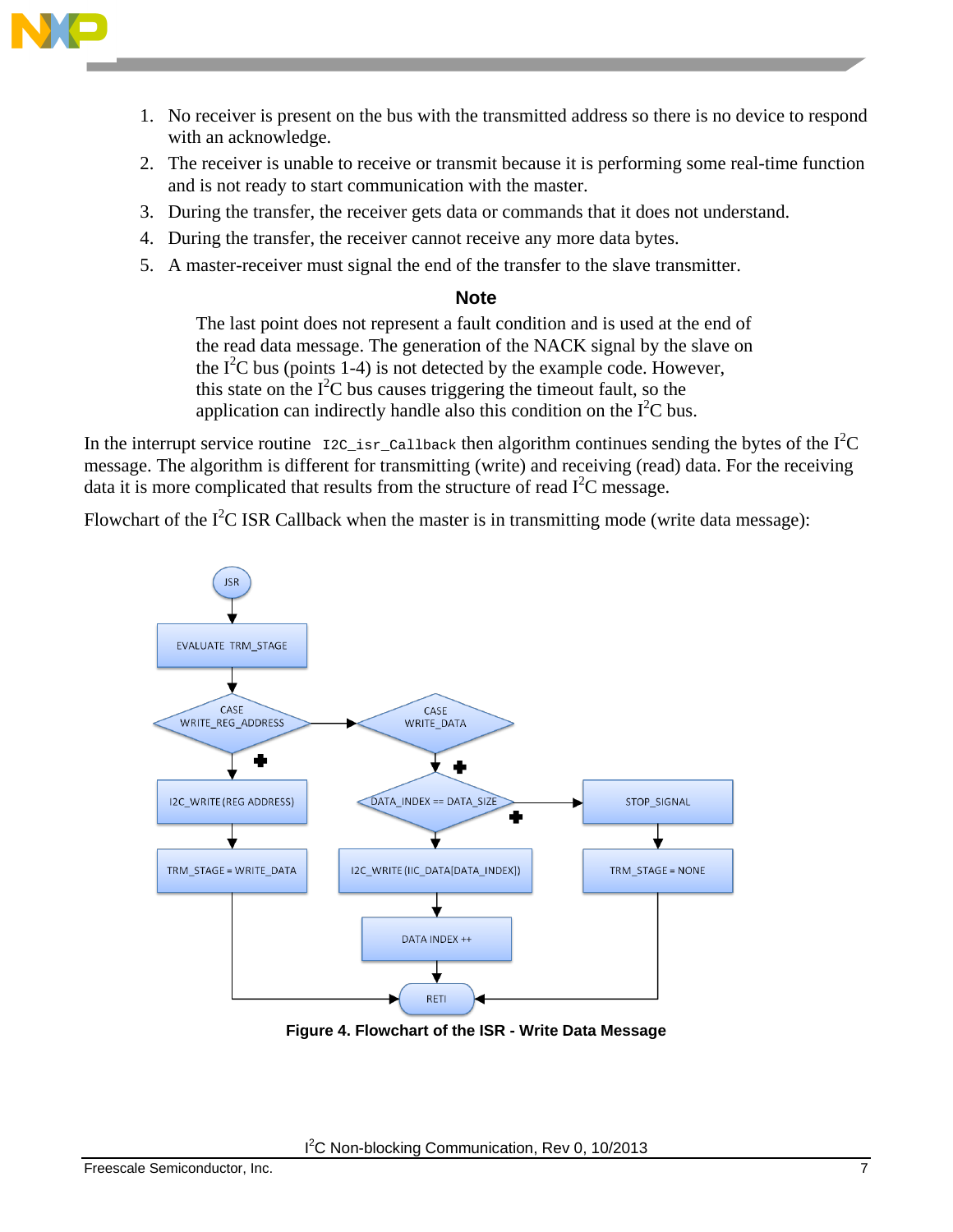1. No receiver is present on the bus with the transmitted address so there is no device to respond with an acknowledge.
2. The receiver is unable to receive or transmit because it is performing some real-time function and is not ready to start communication with the master.
3. During the transfer, the receiver gets data or commands that it does not understand.
4. During the transfer, the receiver cannot receive any more data bytes.
5. A master-receiver must signal the end of the transfer to the slave transmitter.

**Note**

The last point does not represent a fault condition and is used at the end of the read data message. The generation of the NACK signal by the slave on the I$^2$C bus (points 1-4) is not detected by the example code. However, this state on the I$^2$C bus causes triggering the timeout fault, so the application can indirectly handle also this condition on the I$^2$C bus.

In the interrupt service routine `I2C_isr_Callback` then algorithm continues sending the bytes of the I$^2$C message. The algorithm is different for transmitting (write) and receiving (read) data. For the receiving data it is more complicated that results from the structure of read I$^2$C message.

Flowchart of the I$^2$C ISR Callback when the master is in transmitting mode (write data message):

**Figure 4. Flowchart of the ISR - Write Data Message**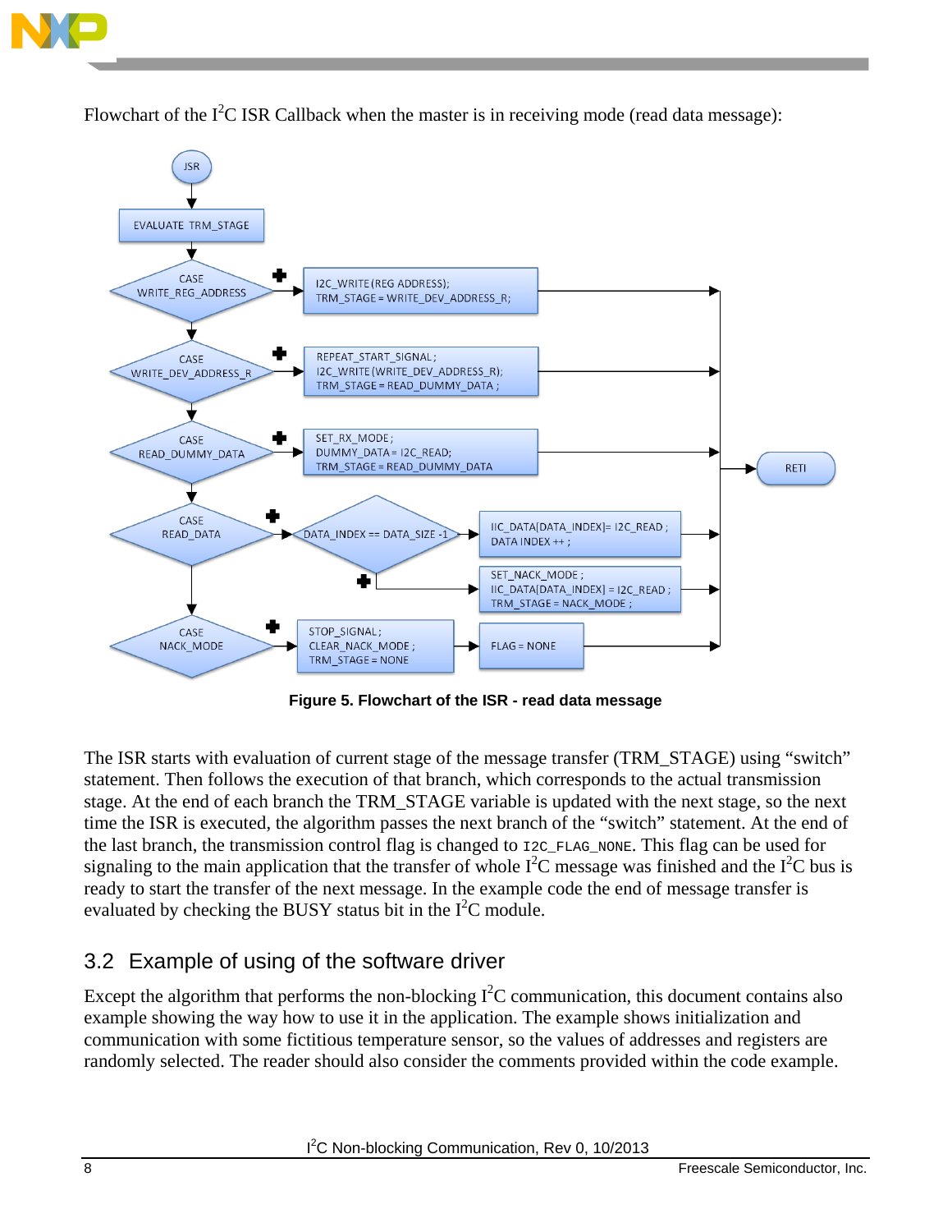Flowchart of the $I^2C$ ISR Callback when the master is in receiving mode (read data message):

**Figure 5. Flowchart of the ISR - read data message**

The ISR starts with evaluation of current stage of the message transfer (TRM_STAGE) using "switch" statement. Then follows the execution of that branch, which corresponds to the actual transmission stage. At the end of each branch the TRM_STAGE variable is updated with the next stage, so the next time the ISR is executed, the algorithm passes the next branch of the "switch" statement. At the end of the last branch, the transmission control flag is changed to `I2C_FLAG_NONE`. This flag can be used for signaling to the main application that the transfer of whole $I^2C$ message was finished and the $I^2C$ bus is ready to start the transfer of the next message. In the example code the end of message transfer is evaluated by checking the BUSY status bit in the $I^2C$ module.

## 3.2 Example of using of the software driver

Except the algorithm that performs the non-blocking $I^2C$ communication, this document contains also example showing the way how to use it in the application. The example shows initialization and communication with some fictitious temperature sensor, so the values of addresses and registers are randomly selected. The reader should also consider the comments provided within the code example.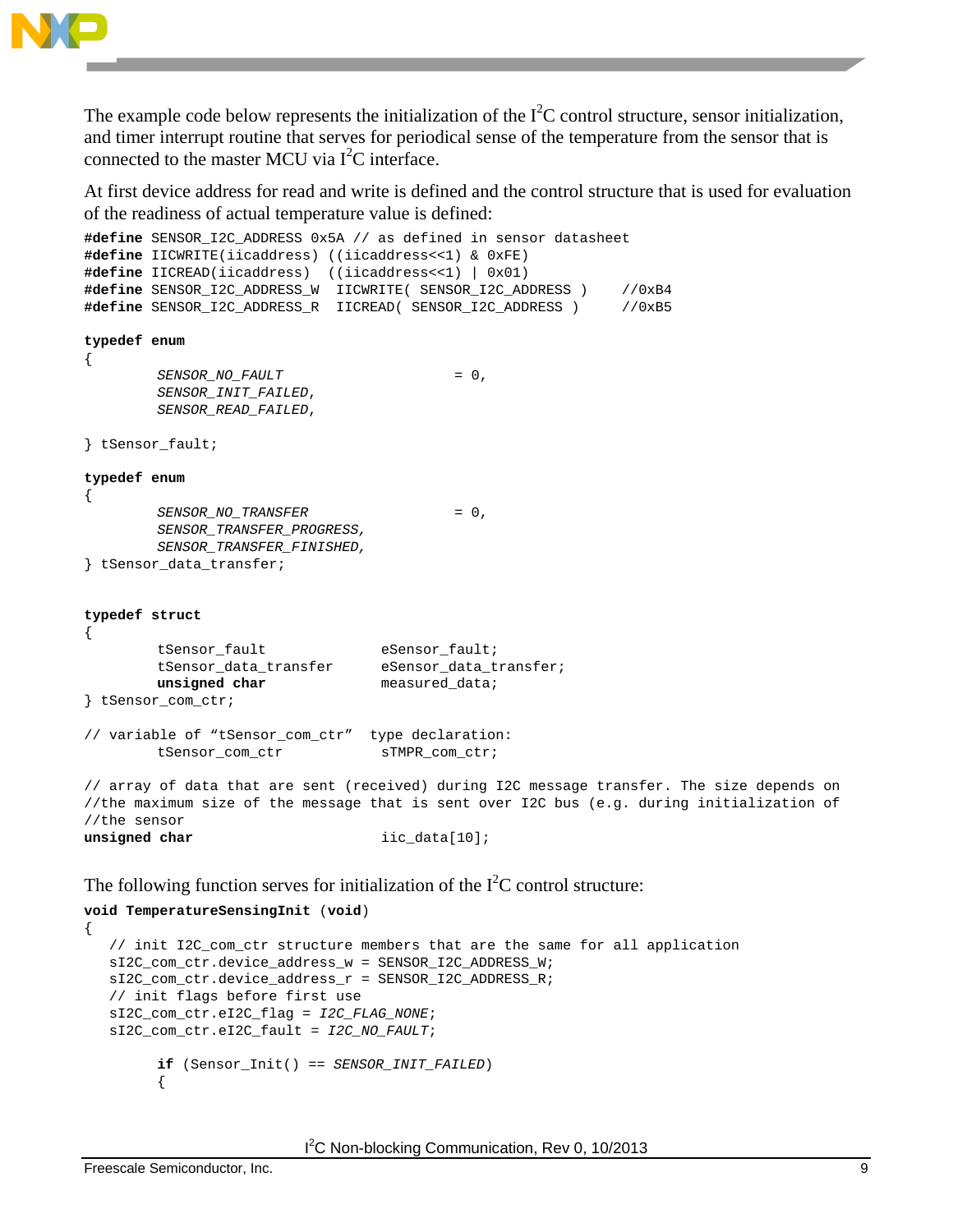The example code below represents the initialization of the I²C control structure, sensor initialization, and timer interrupt routine that serves for periodical sense of the temperature from the sensor that is connected to the master MCU via I²C interface.

At first device address for read and write is defined and the control structure that is used for evaluation of the readiness of actual temperature value is defined:

```
#define SENSOR_I2C_ADDRESS 0x5A // as defined in sensor datasheet
#define IICWRITE(iicaddress) ((iicaddress<<1) & 0xFE)
#define IICREAD(iicaddress)  ((iicaddress<<1) | 0x01)
#define SENSOR_I2C_ADDRESS_W  IICWRITE( SENSOR_I2C_ADDRESS )    //0xB4
#define SENSOR_I2C_ADDRESS_R  IICREAD( SENSOR_I2C_ADDRESS )     //0xB5

typedef enum
{
        SENSOR_NO_FAULT                    = 0,
        SENSOR_INIT_FAILED,
        SENSOR_READ_FAILED,

} tSensor_fault;

typedef enum
{
        SENSOR_NO_TRANSFER                 = 0,
        SENSOR_TRANSFER_PROGRESS,
        SENSOR_TRANSFER_FINISHED,
} tSensor_data_transfer;


typedef struct
{
        tSensor_fault             eSensor_fault;
        tSensor_data_transfer     eSensor_data_transfer;
        unsigned char             measured_data;
} tSensor_com_ctr;

// variable of "tSensor_com_ctr"  type declaration:
        tSensor_com_ctr           sTMPR_com_ctr;

// array of data that are sent (received) during I2C message transfer. The size depends on
//the maximum size of the message that is sent over I2C bus (e.g. during initialization of
//the sensor
unsigned char                     iic_data[10];
```

The following function serves for initialization of the I²C control structure:

```
void TemperatureSensingInit (void)
{
   // init I2C_com_ctr structure members that are the same for all application
   sI2C_com_ctr.device_address_w = SENSOR_I2C_ADDRESS_W;
   sI2C_com_ctr.device_address_r = SENSOR_I2C_ADDRESS_R;
   // init flags before first use
   sI2C_com_ctr.eI2C_flag = I2C_FLAG_NONE;
   sI2C_com_ctr.eI2C_fault = I2C_NO_FAULT;

        if (Sensor_Init() == SENSOR_INIT_FAILED)
        {
```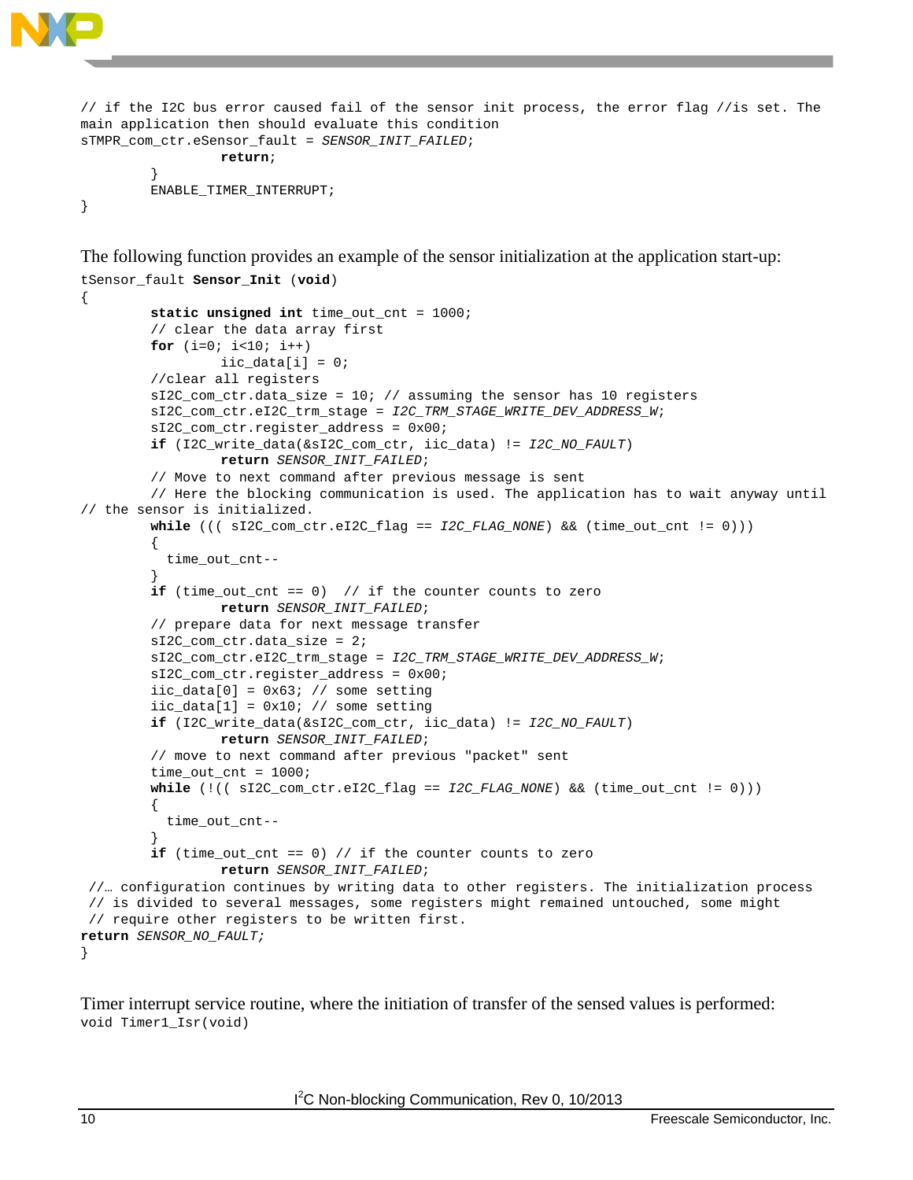```
// if the I2C bus error caused fail of the sensor init process, the error flag //is set. The
main application then should evaluate this condition
sTMPR_com_ctr.eSensor_fault = SENSOR_INIT_FAILED;
                  return;
         }
         ENABLE_TIMER_INTERRUPT;
}
```

The following function provides an example of the sensor initialization at the application start-up:

```
tSensor_fault Sensor_Init (void)
{
         static unsigned int time_out_cnt = 1000;
         // clear the data array first
         for (i=0; i<10; i++)
                  iic_data[i] = 0;
         //clear all registers
         sI2C_com_ctr.data_size = 10; // assuming the sensor has 10 registers
         sI2C_com_ctr.eI2C_trm_stage = I2C_TRM_STAGE_WRITE_DEV_ADDRESS_W;
         sI2C_com_ctr.register_address = 0x00;
         if (I2C_write_data(&sI2C_com_ctr, iic_data) != I2C_NO_FAULT)
                  return SENSOR_INIT_FAILED;
         // Move to next command after previous message is sent
         // Here the blocking communication is used. The application has to wait anyway until
// the sensor is initialized.
         while ((( sI2C_com_ctr.eI2C_flag == I2C_FLAG_NONE) && (time_out_cnt != 0)))
         {
           time_out_cnt--
         }
         if (time_out_cnt == 0)  // if the counter counts to zero
                  return SENSOR_INIT_FAILED;
         // prepare data for next message transfer
         sI2C_com_ctr.data_size = 2;
         sI2C_com_ctr.eI2C_trm_stage = I2C_TRM_STAGE_WRITE_DEV_ADDRESS_W;
         sI2C_com_ctr.register_address = 0x00;
         iic_data[0] = 0x63; // some setting
         iic_data[1] = 0x10; // some setting
         if (I2C_write_data(&sI2C_com_ctr, iic_data) != I2C_NO_FAULT)
                  return SENSOR_INIT_FAILED;
         // move to next command after previous "packet" sent
         time_out_cnt = 1000;
         while (!(( sI2C_com_ctr.eI2C_flag == I2C_FLAG_NONE) && (time_out_cnt != 0)))
         {
           time_out_cnt--
         }
         if (time_out_cnt == 0) // if the counter counts to zero
                  return SENSOR_INIT_FAILED;
 //… configuration continues by writing data to other registers. The initialization process
 // is divided to several messages, some registers might remained untouched, some might
 // require other registers to be written first.
return SENSOR_NO_FAULT;
}
```

Timer interrupt service routine, where the initiation of transfer of the sensed values is performed:

```
void Timer1_Isr(void)
```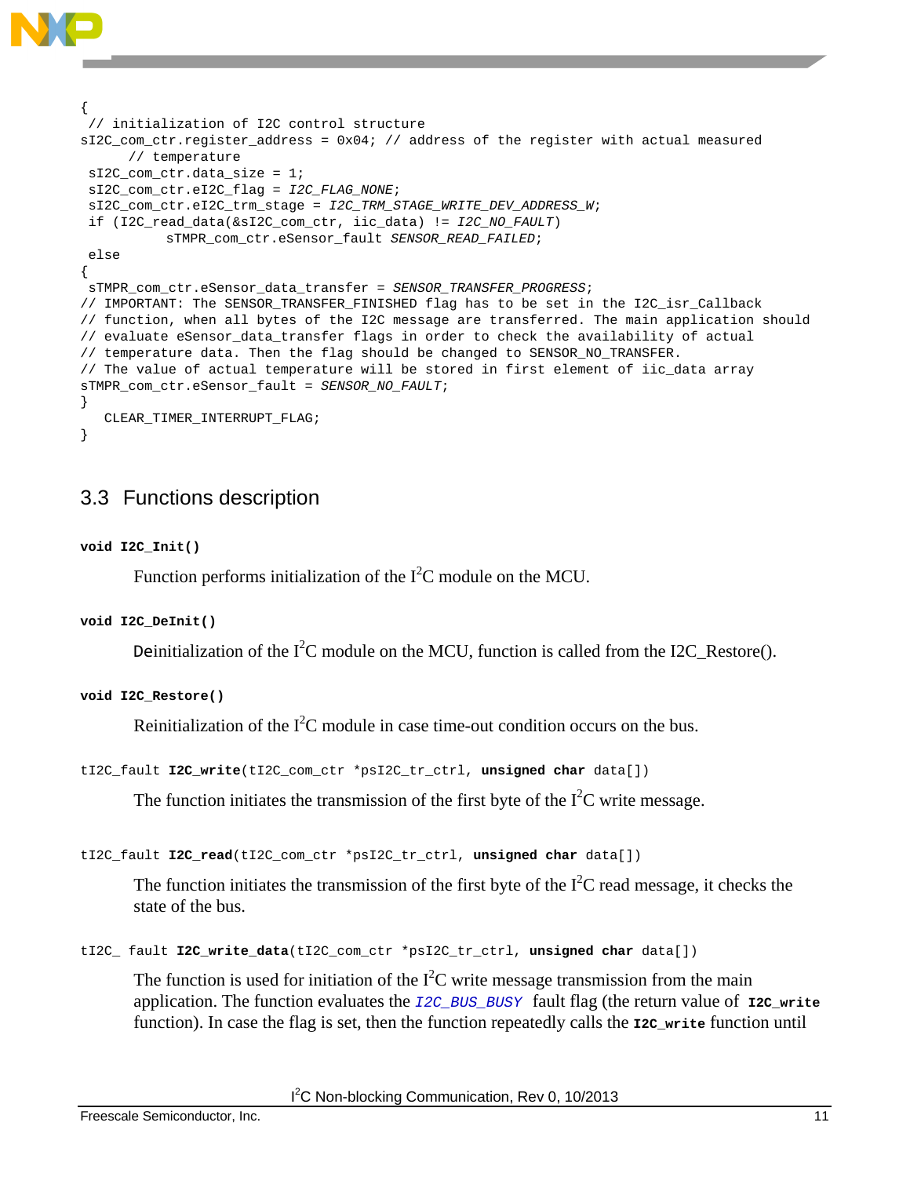```
{
 // initialization of I2C control structure
sI2C_com_ctr.register_address = 0x04; // address of the register with actual measured
      // temperature
 sI2C_com_ctr.data_size = 1;
 sI2C_com_ctr.eI2C_flag = I2C_FLAG_NONE;
 sI2C_com_ctr.eI2C_trm_stage = I2C_TRM_STAGE_WRITE_DEV_ADDRESS_W;
 if (I2C_read_data(&sI2C_com_ctr, iic_data) != I2C_NO_FAULT)
           sTMPR_com_ctr.eSensor_fault SENSOR_READ_FAILED;
 else
{
 sTMPR_com_ctr.eSensor_data_transfer = SENSOR_TRANSFER_PROGRESS;
// IMPORTANT: The SENSOR_TRANSFER_FINISHED flag has to be set in the I2C_isr_Callback
// function, when all bytes of the I2C message are transferred. The main application should
// evaluate eSensor_data_transfer flags in order to check the availability of actual
// temperature data. Then the flag should be changed to SENSOR_NO_TRANSFER.
// The value of actual temperature will be stored in first element of iic_data array
sTMPR_com_ctr.eSensor_fault = SENSOR_NO_FAULT;
}
   CLEAR_TIMER_INTERRUPT_FLAG;
}
```

## 3.3 Functions description

**`void I2C_Init()`**

Function performs initialization of the I$^2$C module on the MCU.

**`void I2C_DeInit()`**

Deinitialization of the I$^2$C module on the MCU, function is called from the I2C_Restore().

**`void I2C_Restore()`**

Reinitialization of the I$^2$C module in case time-out condition occurs on the bus.

`tI2C_fault` **`I2C_write`**`(tI2C_com_ctr *psI2C_tr_ctrl,` **`unsigned char`** `data[])`

The function initiates the transmission of the first byte of the I$^2$C write message.

`tI2C_fault` **`I2C_read`**`(tI2C_com_ctr *psI2C_tr_ctrl,` **`unsigned char`** `data[])`

The function initiates the transmission of the first byte of the I$^2$C read message, it checks the state of the bus.

`tI2C_ fault` **`I2C_write_data`**`(tI2C_com_ctr *psI2C_tr_ctrl,` **`unsigned char`** `data[])`

The function is used for initiation of the I$^2$C write message transmission from the main application. The function evaluates the *I2C_BUS_BUSY* fault flag (the return value of **I2C_write** function). In case the flag is set, then the function repeatedly calls the **I2C_write** function until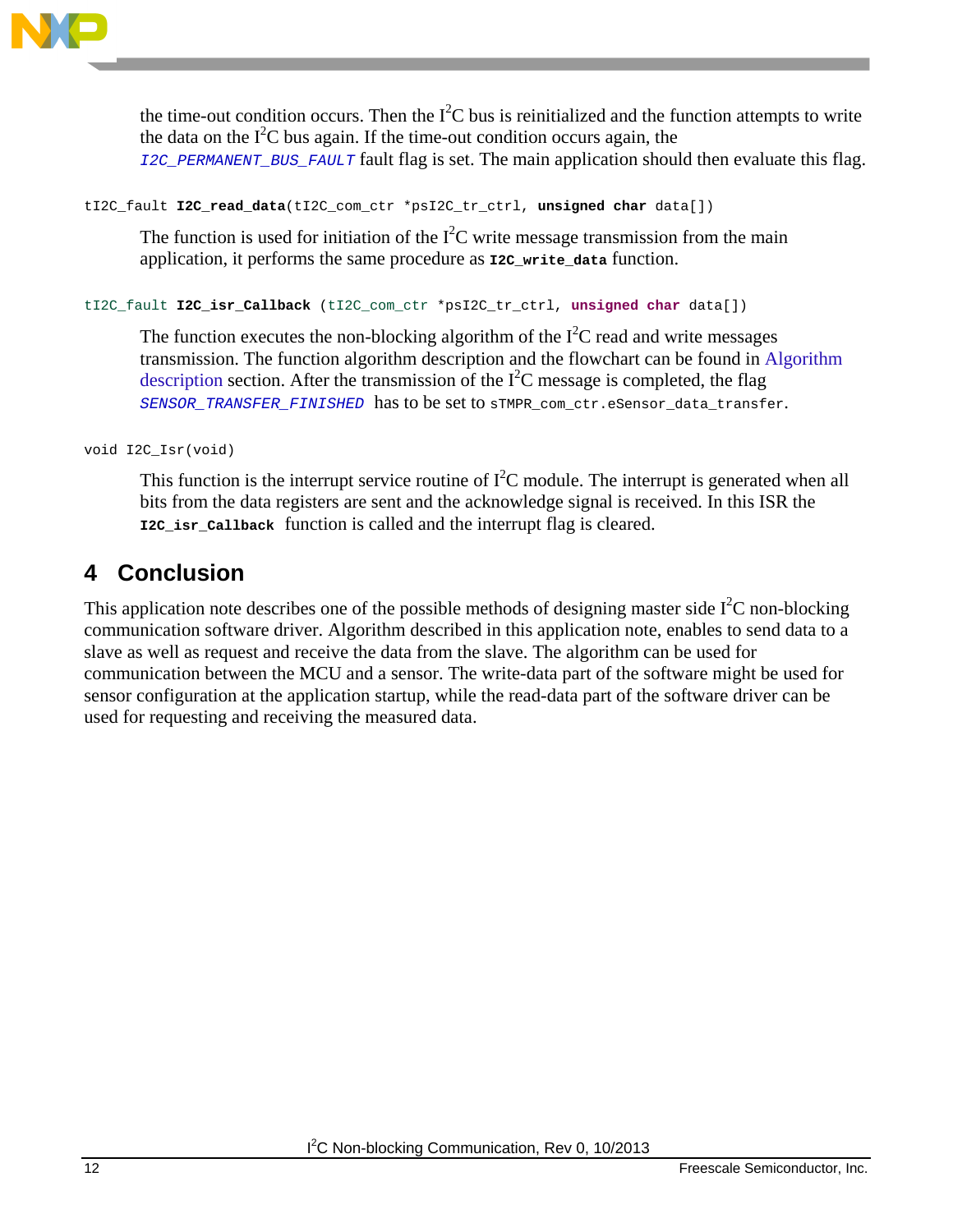the time-out condition occurs. Then the $I^2C$ bus is reinitialized and the function attempts to write the data on the $I^2C$ bus again. If the time-out condition occurs again, the *I2C_PERMANENT_BUS_FAULT* fault flag is set. The main application should then evaluate this flag.

```
tI2C_fault I2C_read_data(tI2C_com_ctr *psI2C_tr_ctrl, unsigned char data[])
```

The function is used for initiation of the $I^2C$ write message transmission from the main application, it performs the same procedure as **I2C_write_data** function.

```
tI2C_fault I2C_isr_Callback (tI2C_com_ctr *psI2C_tr_ctrl, unsigned char data[])
```

The function executes the non-blocking algorithm of the $I^2C$ read and write messages transmission. The function algorithm description and the flowchart can be found in Algorithm description section. After the transmission of the $I^2C$ message is completed, the flag *SENSOR_TRANSFER_FINISHED* has to be set to `sTMPR_com_ctr.eSensor_data_transfer`.

```
void I2C_Isr(void)
```

This function is the interrupt service routine of $I^2C$ module. The interrupt is generated when all bits from the data registers are sent and the acknowledge signal is received. In this ISR the **I2C_isr_Callback** function is called and the interrupt flag is cleared.

## 4 Conclusion

This application note describes one of the possible methods of designing master side $I^2C$ non-blocking communication software driver. Algorithm described in this application note, enables to send data to a slave as well as request and receive the data from the slave. The algorithm can be used for communication between the MCU and a sensor. The write-data part of the software might be used for sensor configuration at the application startup, while the read-data part of the software driver can be used for requesting and receiving the measured data.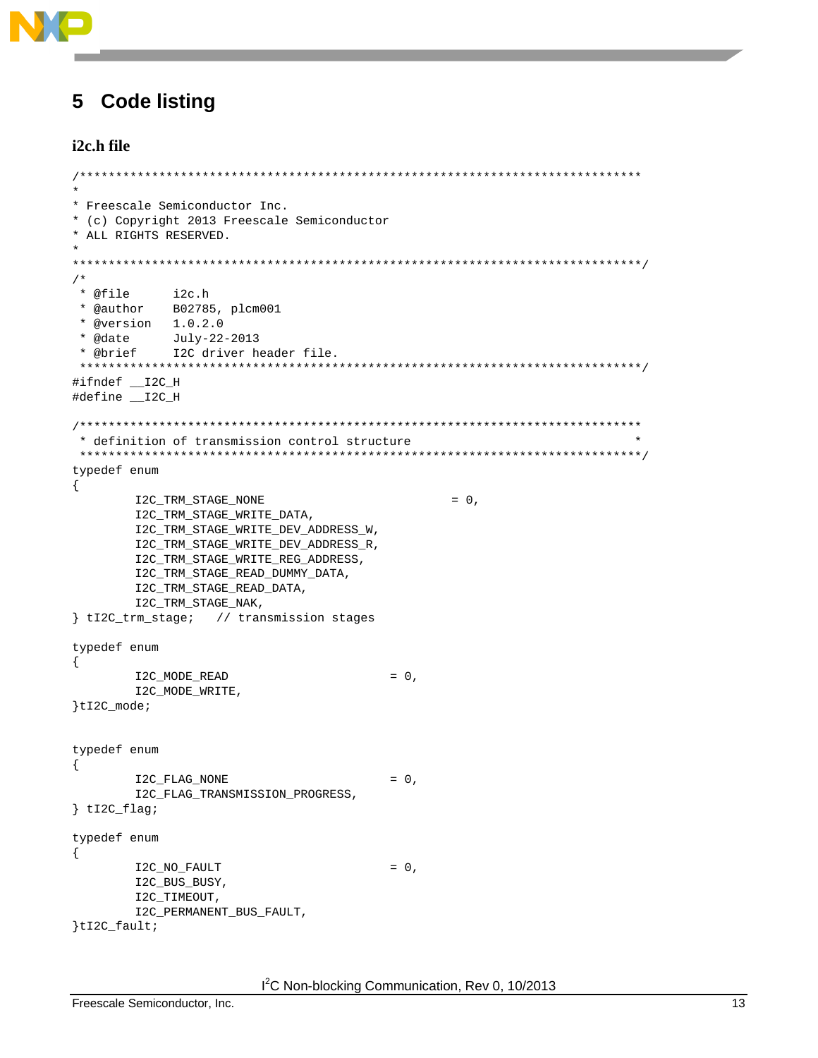# 5 Code listing

### i2c.h file

```
/*******************************************************************************
*
* Freescale Semiconductor Inc.
* (c) Copyright 2013 Freescale Semiconductor
* ALL RIGHTS RESERVED.
*
********************************************************************************/
/*
 * @file      i2c.h
 * @author    B02785, plcm001
 * @version   1.0.2.0
 * @date      July-22-2013
 * @brief     I2C driver header file.
 *******************************************************************************/
#ifndef __I2C_H
#define __I2C_H

/*******************************************************************************
 * definition of transmission control structure                               *
 *******************************************************************************/
typedef enum
{
        I2C_TRM_STAGE_NONE                          = 0,
        I2C_TRM_STAGE_WRITE_DATA,
        I2C_TRM_STAGE_WRITE_DEV_ADDRESS_W,
        I2C_TRM_STAGE_WRITE_DEV_ADDRESS_R,
        I2C_TRM_STAGE_WRITE_REG_ADDRESS,
        I2C_TRM_STAGE_READ_DUMMY_DATA,
        I2C_TRM_STAGE_READ_DATA,
        I2C_TRM_STAGE_NAK,
} tI2C_trm_stage;   // transmission stages

typedef enum
{
        I2C_MODE_READ                       = 0,
        I2C_MODE_WRITE,
}tI2C_mode;


typedef enum
{
        I2C_FLAG_NONE                       = 0,
        I2C_FLAG_TRANSMISSION_PROGRESS,
} tI2C_flag;

typedef enum
{
        I2C_NO_FAULT                        = 0,
        I2C_BUS_BUSY,
        I2C_TIMEOUT,
        I2C_PERMANENT_BUS_FAULT,
}tI2C_fault;
```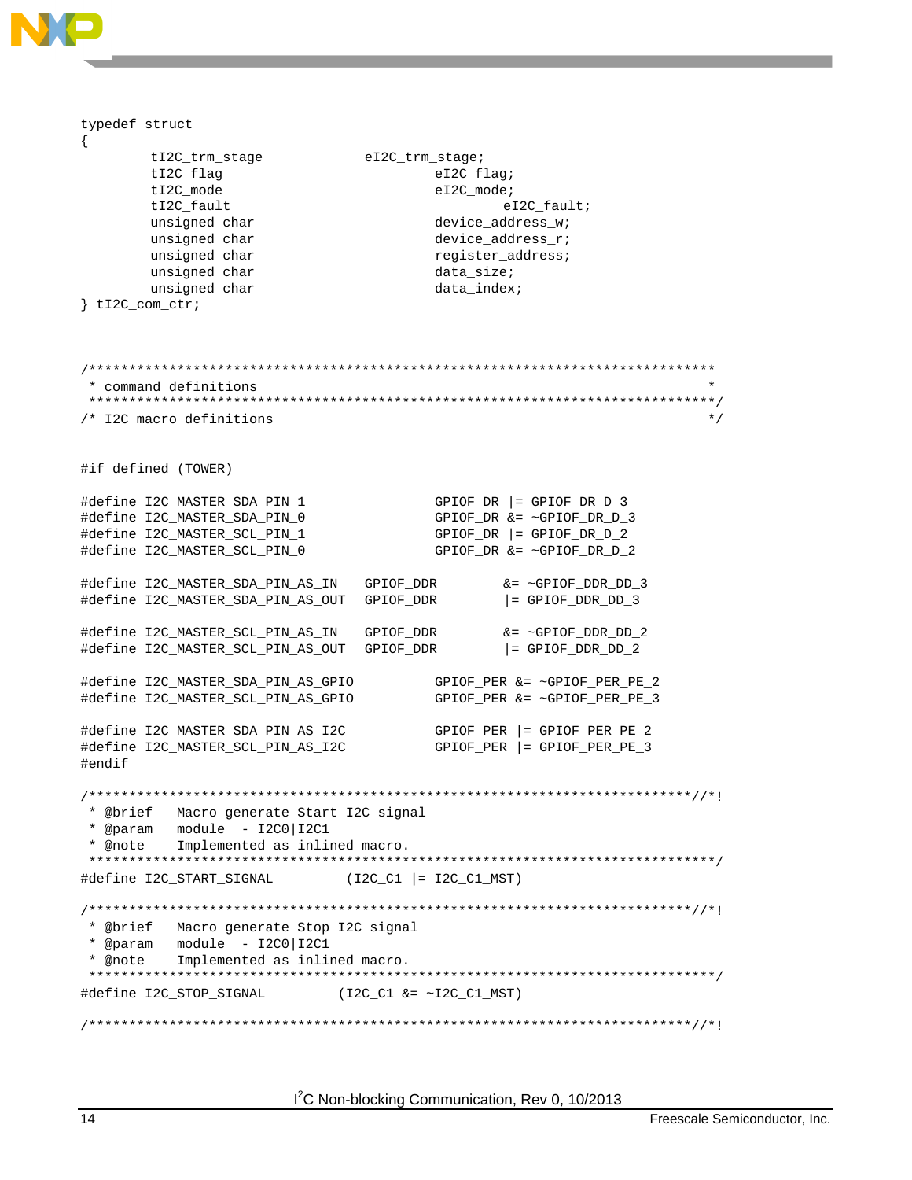```
typedef struct
{
        tI2C_trm_stage            eI2C_trm_stage;
        tI2C_flag                         eI2C_flag;
        tI2C_mode                         eI2C_mode;
        tI2C_fault                                eI2C_fault;
        unsigned char                     device_address_w;
        unsigned char                     device_address_r;
        unsigned char                     register_address;
        unsigned char                     data_size;
        unsigned char                     data_index;
} tI2C_com_ctr;



/*******************************************************************************
 * command definitions                                                         *
 *******************************************************************************/
/* I2C macro definitions                                                       */


#if defined (TOWER)

#define I2C_MASTER_SDA_PIN_1              GPIOF_DR |= GPIOF_DR_D_3
#define I2C_MASTER_SDA_PIN_0              GPIOF_DR &= ~GPIOF_DR_D_3
#define I2C_MASTER_SCL_PIN_1              GPIOF_DR |= GPIOF_DR_D_2
#define I2C_MASTER_SCL_PIN_0              GPIOF_DR &= ~GPIOF_DR_D_2

#define I2C_MASTER_SDA_PIN_AS_IN    GPIOF_DDR       &= ~GPIOF_DDR_DD_3
#define I2C_MASTER_SDA_PIN_AS_OUT   GPIOF_DDR       |= GPIOF_DDR_DD_3

#define I2C_MASTER_SCL_PIN_AS_IN    GPIOF_DDR       &= ~GPIOF_DDR_DD_2
#define I2C_MASTER_SCL_PIN_AS_OUT   GPIOF_DDR       |= GPIOF_DDR_DD_2

#define I2C_MASTER_SDA_PIN_AS_GPIO        GPIOF_PER &= ~GPIOF_PER_PE_2
#define I2C_MASTER_SCL_PIN_AS_GPIO        GPIOF_PER &= ~GPIOF_PER_PE_3

#define I2C_MASTER_SDA_PIN_AS_I2C         GPIOF_PER |= GPIOF_PER_PE_2
#define I2C_MASTER_SCL_PIN_AS_I2C         GPIOF_PER |= GPIOF_PER_PE_3
#endif

/***************************************************************************//*!
 * @brief   Macro generate Start I2C signal
 * @param   module  - I2C0|I2C1
 * @note    Implemented as inlined macro.
 ******************************************************************************/
#define I2C_START_SIGNAL         (I2C_C1 |= I2C_C1_MST)

/***************************************************************************//*!
 * @brief   Macro generate Stop I2C signal
 * @param   module  - I2C0|I2C1
 * @note    Implemented as inlined macro.
 ******************************************************************************/
#define I2C_STOP_SIGNAL         (I2C_C1 &= ~I2C_C1_MST)

/***************************************************************************//*!
```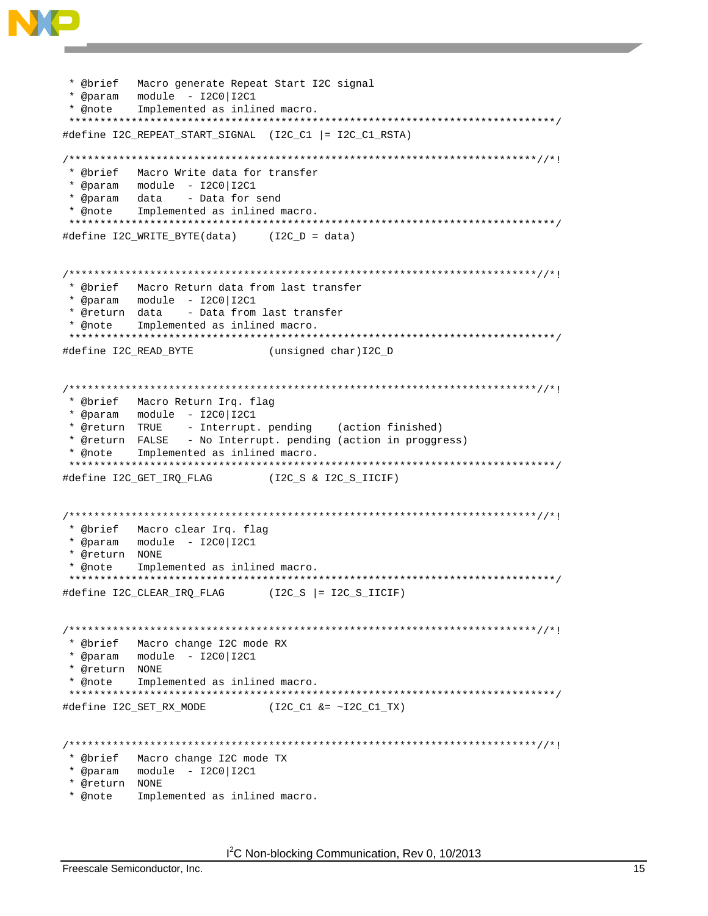```
 * @brief   Macro generate Repeat Start I2C signal
 * @param   module  - I2C0|I2C1
 * @note    Implemented as inlined macro.
 ******************************************************************************/
#define I2C_REPEAT_START_SIGNAL  (I2C_C1 |= I2C_C1_RSTA)

/***************************************************************************//*!
 * @brief   Macro Write data for transfer
 * @param   module  - I2C0|I2C1
 * @param   data    - Data for send
 * @note    Implemented as inlined macro.
 ******************************************************************************/
#define I2C_WRITE_BYTE(data)     (I2C_D = data)


/***************************************************************************//*!
 * @brief   Macro Return data from last transfer
 * @param   module  - I2C0|I2C1
 * @return  data    - Data from last transfer
 * @note    Implemented as inlined macro.
 ******************************************************************************/
#define I2C_READ_BYTE            (unsigned char)I2C_D


/***************************************************************************//*!
 * @brief   Macro Return Irq. flag
 * @param   module  - I2C0|I2C1
 * @return  TRUE    - Interrupt. pending    (action finished)
 * @return  FALSE   - No Interrupt. pending (action in proggress)
 * @note    Implemented as inlined macro.
 ******************************************************************************/
#define I2C_GET_IRQ_FLAG         (I2C_S & I2C_S_IICIF)


/***************************************************************************//*!
 * @brief   Macro clear Irq. flag
 * @param   module  - I2C0|I2C1
 * @return  NONE
 * @note    Implemented as inlined macro.
 ******************************************************************************/
#define I2C_CLEAR_IRQ_FLAG       (I2C_S |= I2C_S_IICIF)


/***************************************************************************//*!
 * @brief   Macro change I2C mode RX
 * @param   module  - I2C0|I2C1
 * @return  NONE
 * @note    Implemented as inlined macro.
 ******************************************************************************/
#define I2C_SET_RX_MODE          (I2C_C1 &= ~I2C_C1_TX)


/***************************************************************************//*!
 * @brief   Macro change I2C mode TX
 * @param   module  - I2C0|I2C1
 * @return  NONE
 * @note    Implemented as inlined macro.
```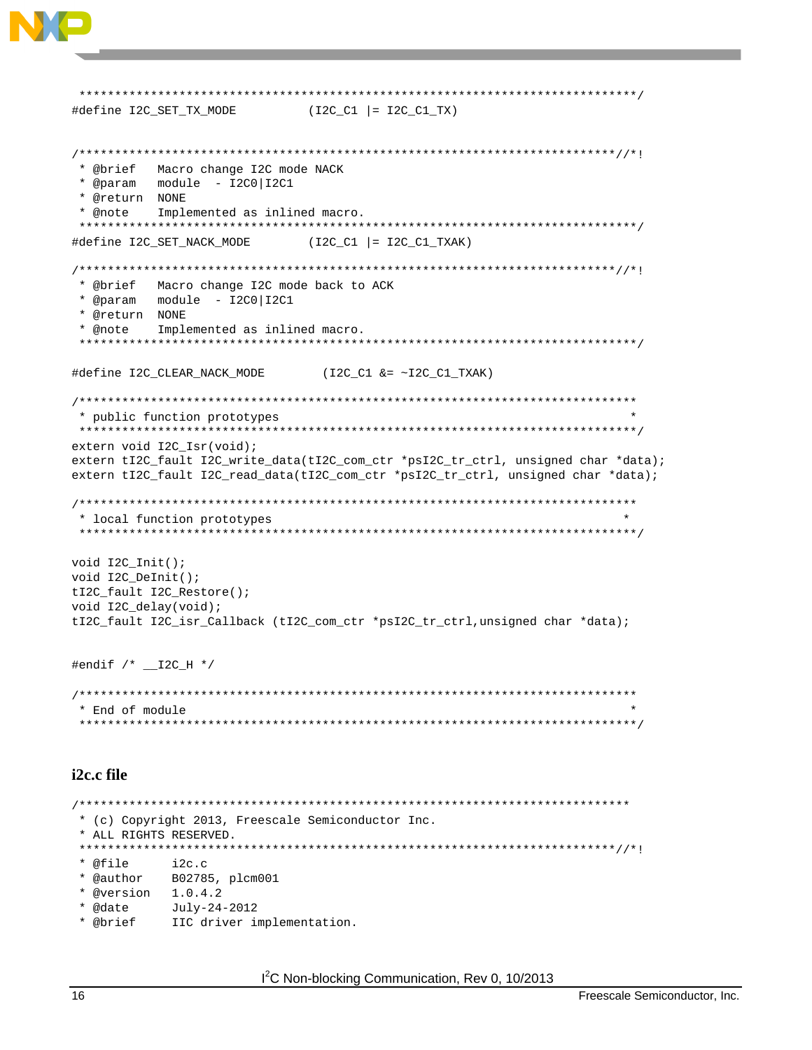```
 ******************************************************************************/
#define I2C_SET_TX_MODE          (I2C_C1 |= I2C_C1_TX)


/******************************************************************************//*!
 * @brief   Macro change I2C mode NACK
 * @param   module  - I2C0|I2C1
 * @return  NONE
 * @note    Implemented as inlined macro.
 ******************************************************************************/
#define I2C_SET_NACK_MODE        (I2C_C1 |= I2C_C1_TXAK)

/******************************************************************************//*!
 * @brief   Macro change I2C mode back to ACK
 * @param   module  - I2C0|I2C1
 * @return  NONE
 * @note    Implemented as inlined macro.
 ******************************************************************************/

#define I2C_CLEAR_NACK_MODE        (I2C_C1 &= ~I2C_C1_TXAK)

/******************************************************************************
 * public function prototypes                                                 *
 ******************************************************************************/
extern void I2C_Isr(void);
extern tI2C_fault I2C_write_data(tI2C_com_ctr *psI2C_tr_ctrl, unsigned char *data);
extern tI2C_fault I2C_read_data(tI2C_com_ctr *psI2C_tr_ctrl, unsigned char *data);

/******************************************************************************
 * local function prototypes                                                  *
 ******************************************************************************/

void I2C_Init();
void I2C_DeInit();
tI2C_fault I2C_Restore();
void I2C_delay(void);
tI2C_fault I2C_isr_Callback (tI2C_com_ctr *psI2C_tr_ctrl,unsigned char *data);


#endif /* __I2C_H */

/******************************************************************************
 * End of module                                                              *
 ******************************************************************************/
```

### i2c.c file

```
/******************************************************************************
 * (c) Copyright 2013, Freescale Semiconductor Inc.
 * ALL RIGHTS RESERVED.
 ******************************************************************************//*!
 * @file      i2c.c
 * @author    B02785, plcm001
 * @version   1.0.4.2
 * @date      July-24-2012
 * @brief     IIC driver implementation.
```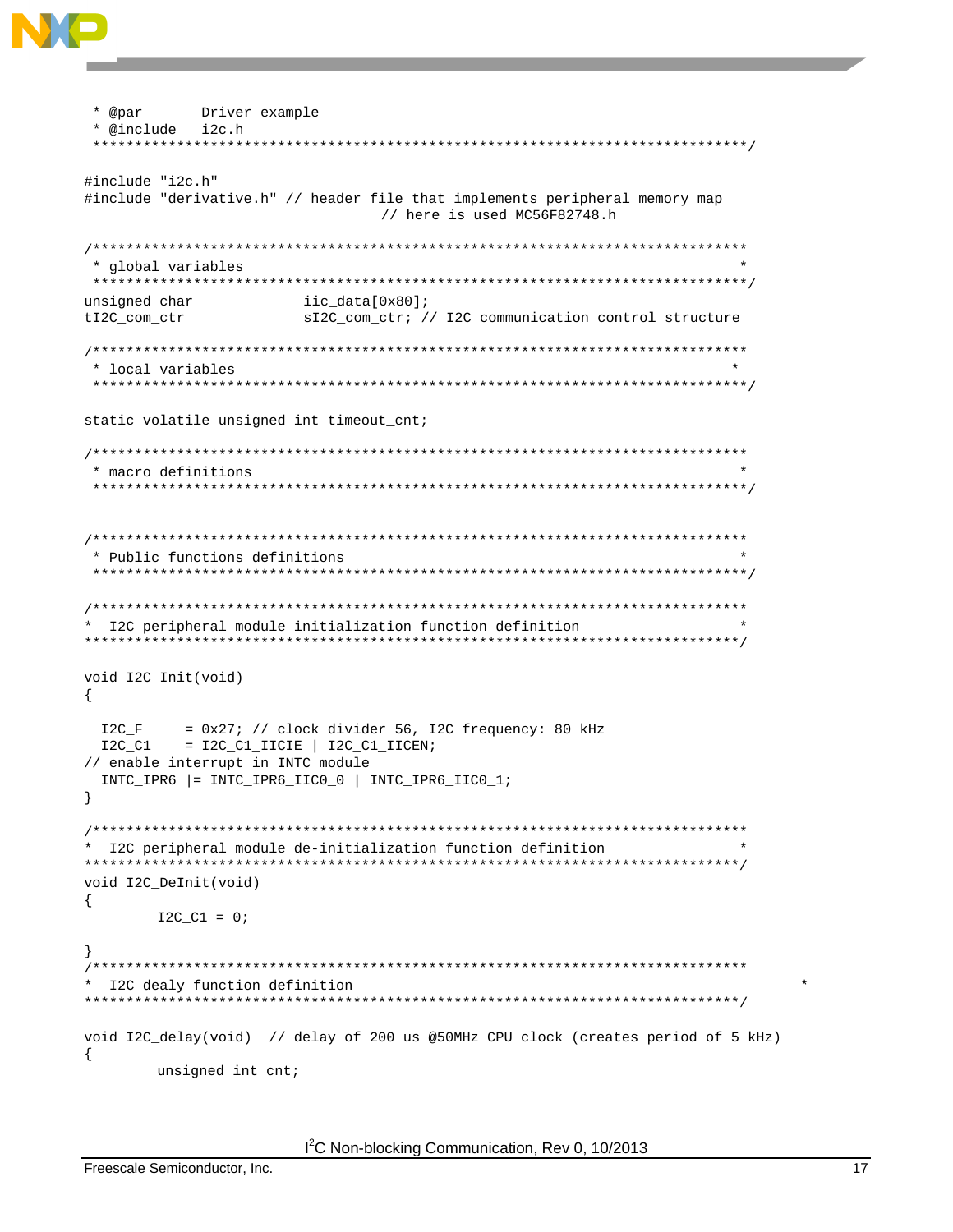```
 * @par       Driver example
 * @include   i2c.h
 ******************************************************************************/

#include "i2c.h"
#include "derivative.h" // header file that implements peripheral memory map
                                    // here is used MC56F82748.h

/******************************************************************************
 * global variables                                                          *
 ******************************************************************************/
unsigned char             iic_data[0x80];
tI2C_com_ctr              sI2C_com_ctr; // I2C communication control structure

/******************************************************************************
 * local variables                                                          *
 ******************************************************************************/

static volatile unsigned int timeout_cnt;

/******************************************************************************
 * macro definitions                                                         *
 ******************************************************************************/


/******************************************************************************
 * Public functions definitions                                              *
 ******************************************************************************/

/******************************************************************************
*  I2C peripheral module initialization function definition                  *
******************************************************************************/

void I2C_Init(void)
{

  I2C_F     = 0x27; // clock divider 56, I2C frequency: 80 kHz
  I2C_C1    = I2C_C1_IICIE | I2C_C1_IICEN;
// enable interrupt in INTC module
  INTC_IPR6 |= INTC_IPR6_IIC0_0 | INTC_IPR6_IIC0_1;
}

/******************************************************************************
*  I2C peripheral module de-initialization function definition               *
******************************************************************************/
void I2C_DeInit(void)
{
        I2C_C1 = 0;

}
/******************************************************************************
*  I2C dealy function definition                                                      *
******************************************************************************/

void I2C_delay(void)  // delay of 200 us @50MHz CPU clock (creates period of 5 kHz)
{
        unsigned int cnt;
```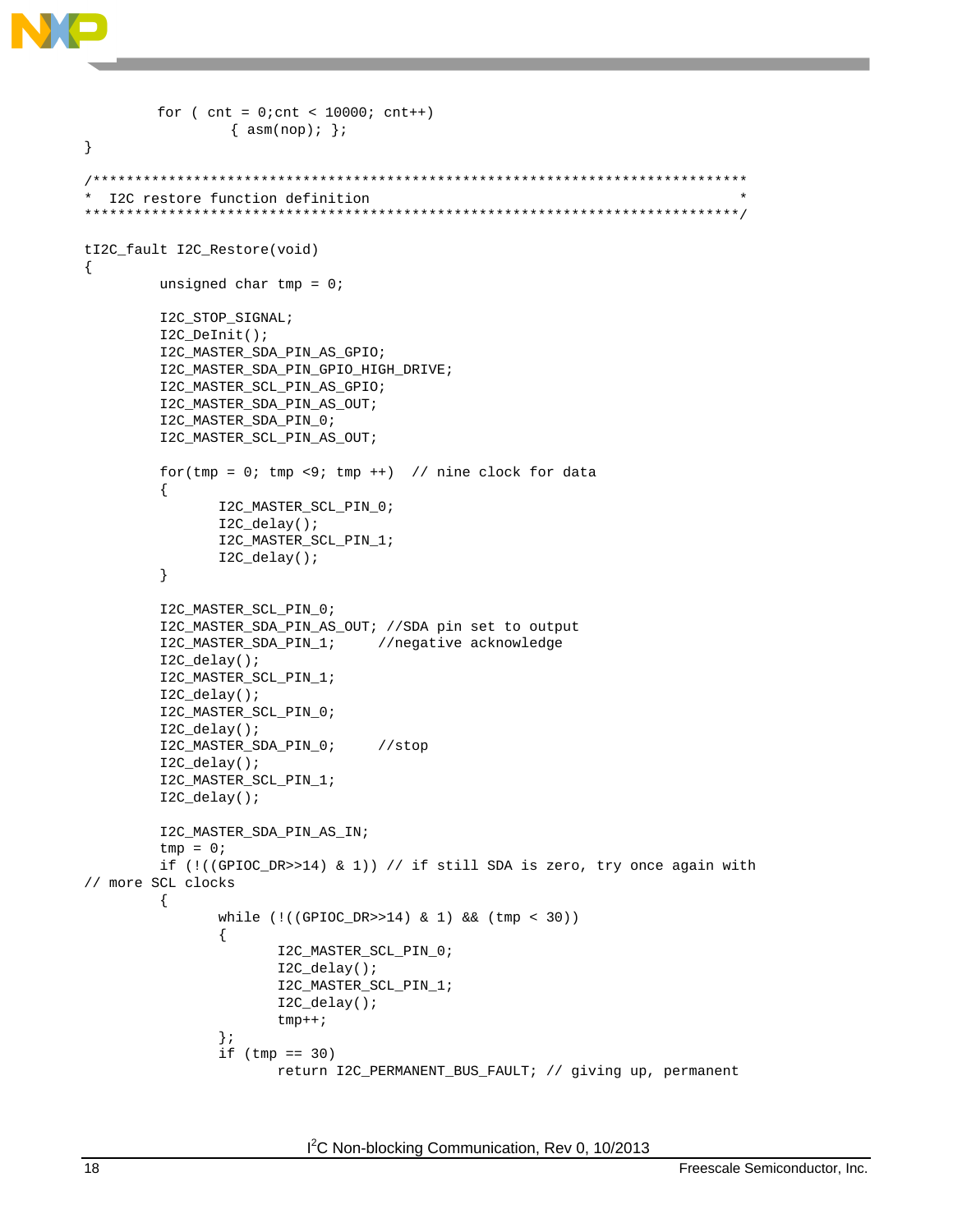```
        for ( cnt = 0;cnt < 10000; cnt++)
                { asm(nop); };
}

/*******************************************************************************
*  I2C restore function definition                                             *
*******************************************************************************/

tI2C_fault I2C_Restore(void)
{
        unsigned char tmp = 0;

        I2C_STOP_SIGNAL;
        I2C_DeInit();
        I2C_MASTER_SDA_PIN_AS_GPIO;
        I2C_MASTER_SDA_PIN_GPIO_HIGH_DRIVE;
        I2C_MASTER_SCL_PIN_AS_GPIO;
        I2C_MASTER_SDA_PIN_AS_OUT;
        I2C_MASTER_SDA_PIN_0;
        I2C_MASTER_SCL_PIN_AS_OUT;

        for(tmp = 0; tmp <9; tmp ++)  // nine clock for data
        {
               I2C_MASTER_SCL_PIN_0;
               I2C_delay();
               I2C_MASTER_SCL_PIN_1;
               I2C_delay();
        }

        I2C_MASTER_SCL_PIN_0;
        I2C_MASTER_SDA_PIN_AS_OUT; //SDA pin set to output
        I2C_MASTER_SDA_PIN_1;     //negative acknowledge
        I2C_delay();
        I2C_MASTER_SCL_PIN_1;
        I2C_delay();
        I2C_MASTER_SCL_PIN_0;
        I2C_delay();
        I2C_MASTER_SDA_PIN_0;     //stop
        I2C_delay();
        I2C_MASTER_SCL_PIN_1;
        I2C_delay();

        I2C_MASTER_SDA_PIN_AS_IN;
        tmp = 0;
        if (!((GPIOC_DR>>14) & 1)) // if still SDA is zero, try once again with
// more SCL clocks
        {
               while (!((GPIOC_DR>>14) & 1) && (tmp < 30))
               {
                      I2C_MASTER_SCL_PIN_0;
                      I2C_delay();
                      I2C_MASTER_SCL_PIN_1;
                      I2C_delay();
                      tmp++;
               };
               if (tmp == 30)
                      return I2C_PERMANENT_BUS_FAULT; // giving up, permanent
```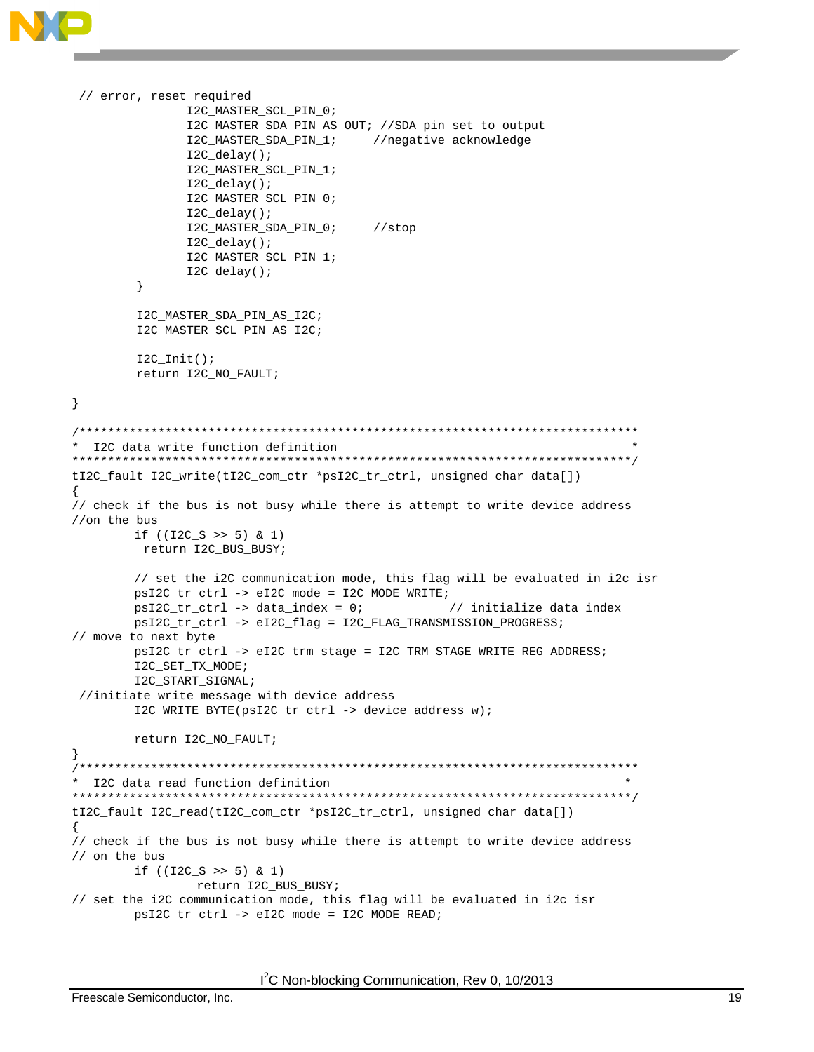```
 // error, reset required
                I2C_MASTER_SCL_PIN_0;
                I2C_MASTER_SDA_PIN_AS_OUT; //SDA pin set to output
                I2C_MASTER_SDA_PIN_1;     //negative acknowledge
                I2C_delay();
                I2C_MASTER_SCL_PIN_1;
                I2C_delay();
                I2C_MASTER_SCL_PIN_0;
                I2C_delay();
                I2C_MASTER_SDA_PIN_0;     //stop
                I2C_delay();
                I2C_MASTER_SCL_PIN_1;
                I2C_delay();
        }

        I2C_MASTER_SDA_PIN_AS_I2C;
        I2C_MASTER_SCL_PIN_AS_I2C;

        I2C_Init();
        return I2C_NO_FAULT;

}

/*******************************************************************************
*  I2C data write function definition                                         *
*******************************************************************************/
tI2C_fault I2C_write(tI2C_com_ctr *psI2C_tr_ctrl, unsigned char data[])
{
// check if the bus is not busy while there is attempt to write device address
//on the bus
        if ((I2C_S >> 5) & 1)
         return I2C_BUS_BUSY;

        // set the i2c communication mode, this flag will be evaluated in i2c isr
        psI2C_tr_ctrl -> eI2C_mode = I2C_MODE_WRITE;
        psI2C_tr_ctrl -> data_index = 0;            // initialize data index
        psI2C_tr_ctrl -> eI2C_flag = I2C_FLAG_TRANSMISSION_PROGRESS;
// move to next byte
        psI2C_tr_ctrl -> eI2C_trm_stage = I2C_TRM_STAGE_WRITE_REG_ADDRESS;
        I2C_SET_TX_MODE;
        I2C_START_SIGNAL;
 //initiate write message with device address
        I2C_WRITE_BYTE(psI2C_tr_ctrl -> device_address_w);

        return I2C_NO_FAULT;
}
/*******************************************************************************
*  I2C data read function definition                                           *
*******************************************************************************/
tI2C_fault I2C_read(tI2C_com_ctr *psI2C_tr_ctrl, unsigned char data[])
{
// check if the bus is not busy while there is attempt to write device address
// on the bus
        if ((I2C_S >> 5) & 1)
                return I2C_BUS_BUSY;
// set the i2c communication mode, this flag will be evaluated in i2c isr
        psI2C_tr_ctrl -> eI2C_mode = I2C_MODE_READ;
```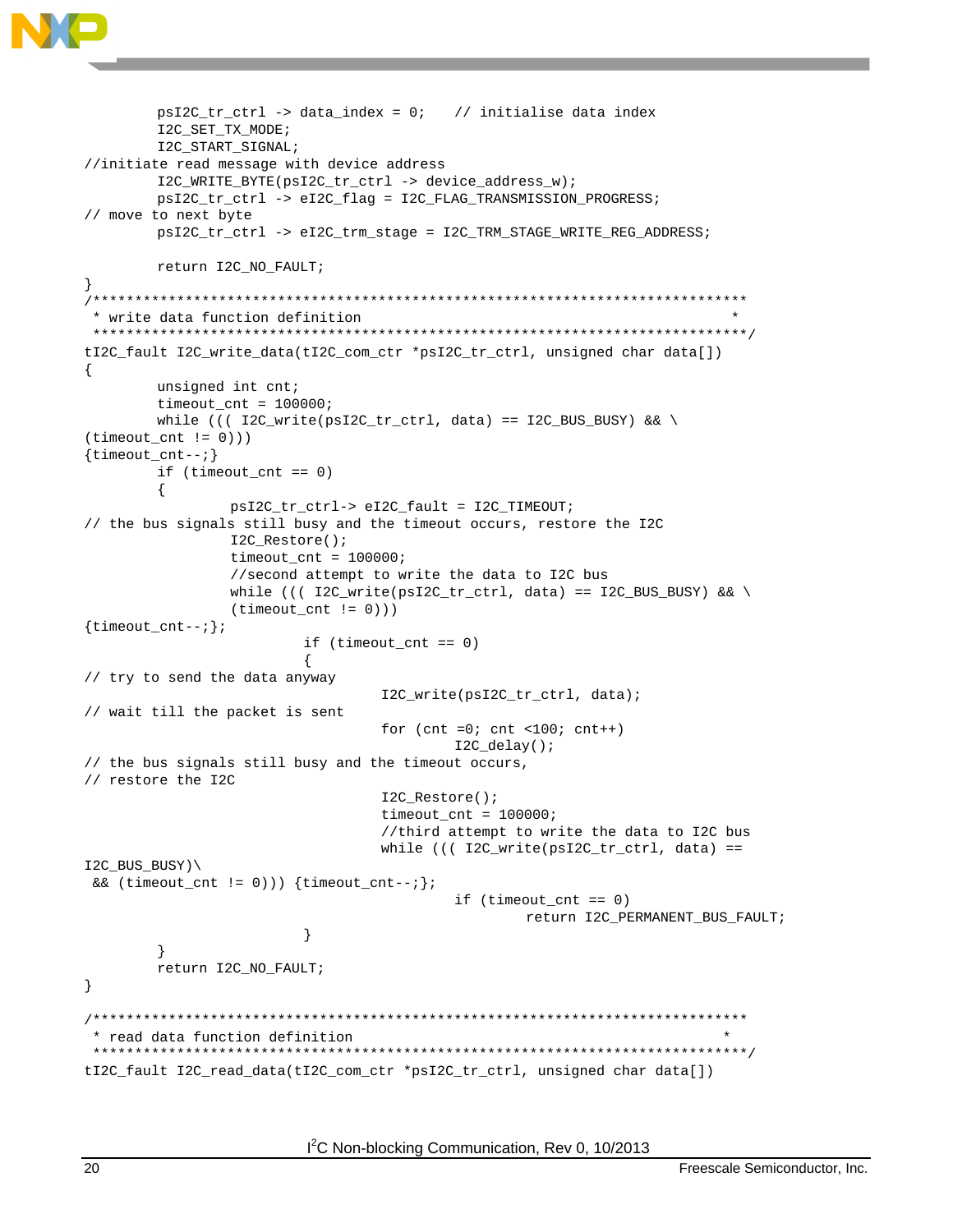```
        psI2C_tr_ctrl -> data_index = 0;    // initialise data index
        I2C_SET_TX_MODE;
        I2C_START_SIGNAL;
//initiate read message with device address
        I2C_WRITE_BYTE(psI2C_tr_ctrl -> device_address_w);
        psI2C_tr_ctrl -> eI2C_flag = I2C_FLAG_TRANSMISSION_PROGRESS;
// move to next byte
        psI2C_tr_ctrl -> eI2C_trm_stage = I2C_TRM_STAGE_WRITE_REG_ADDRESS;

        return I2C_NO_FAULT;
}
/*******************************************************************************
 * write data function definition                                              *
 *******************************************************************************/
tI2C_fault I2C_write_data(tI2C_com_ctr *psI2C_tr_ctrl, unsigned char data[])
{
        unsigned int cnt;
        timeout_cnt = 100000;
        while ((( I2C_write(psI2C_tr_ctrl, data) == I2C_BUS_BUSY) && \
(timeout_cnt != 0)))
{timeout_cnt--;}
        if (timeout_cnt == 0)
        {
                psI2C_tr_ctrl-> eI2C_fault = I2C_TIMEOUT;
// the bus signals still busy and the timeout occurs, restore the I2C
                I2C_Restore();
                timeout_cnt = 100000;
                //second attempt to write the data to I2C bus
                while ((( I2C_write(psI2C_tr_ctrl, data) == I2C_BUS_BUSY) && \
                (timeout_cnt != 0)))
{timeout_cnt--;};
                        if (timeout_cnt == 0)
                        {
// try to send the data anyway
                                I2C_write(psI2C_tr_ctrl, data);
// wait till the packet is sent
                                for (cnt =0; cnt <100; cnt++)
                                        I2C_delay();
// the bus signals still busy and the timeout occurs,
// restore the I2C
                                I2C_Restore();
                                timeout_cnt = 100000;
                                //third attempt to write the data to I2C bus
                                while ((( I2C_write(psI2C_tr_ctrl, data) ==
I2C_BUS_BUSY)\
 && (timeout_cnt != 0))) {timeout_cnt--;};
                                        if (timeout_cnt == 0)
                                                return I2C_PERMANENT_BUS_FAULT;
                        }
        }
        return I2C_NO_FAULT;
}

/*******************************************************************************
 * read data function definition                                               *
 *******************************************************************************/
tI2C_fault I2C_read_data(tI2C_com_ctr *psI2C_tr_ctrl, unsigned char data[])
```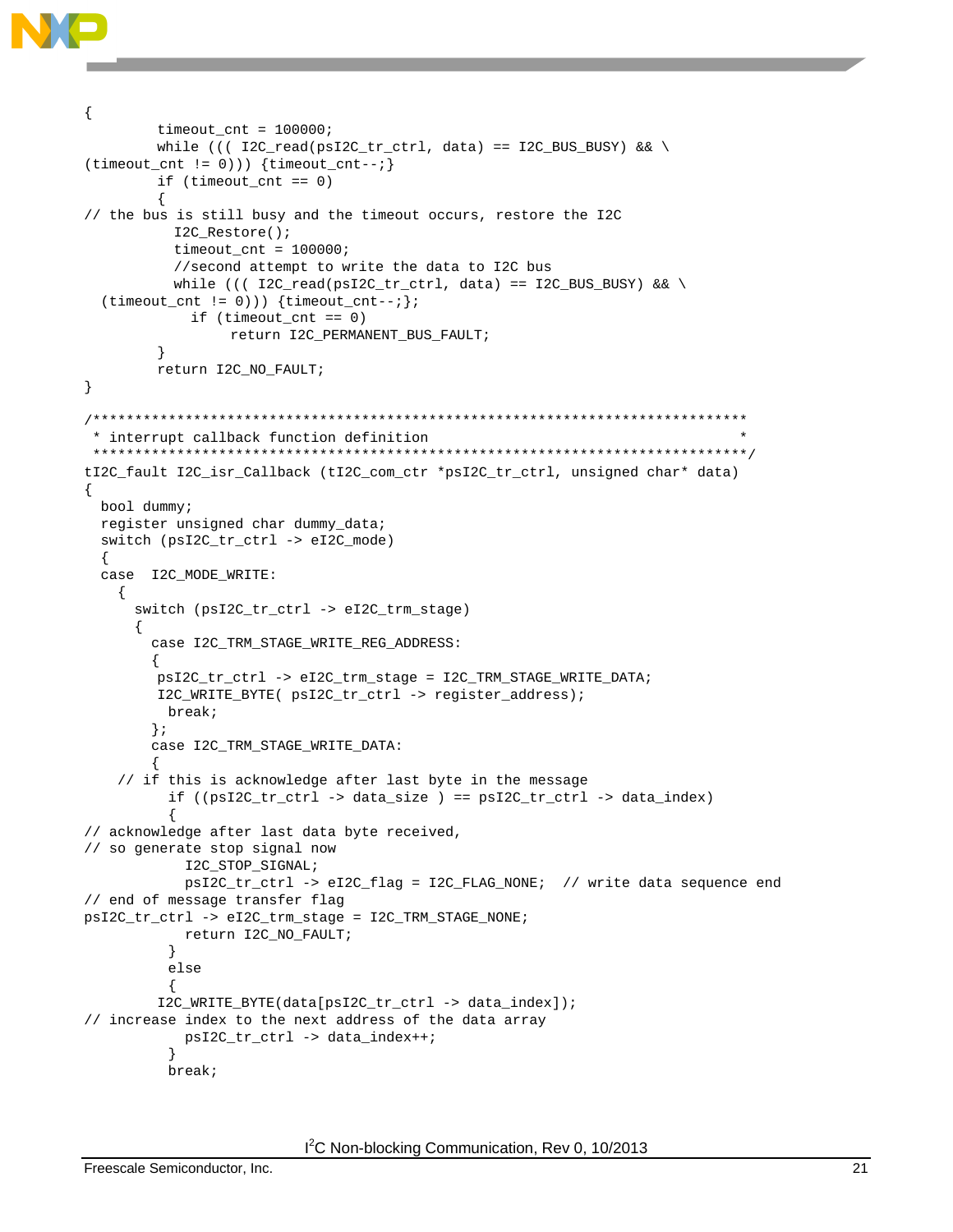```
{
        timeout_cnt = 100000;
        while ((( I2C_read(psI2C_tr_ctrl, data) == I2C_BUS_BUSY) && \
(timeout_cnt != 0))) {timeout_cnt--;}
        if (timeout_cnt == 0)
        {
// the bus is still busy and the timeout occurs, restore the I2C
          I2C_Restore();
          timeout_cnt = 100000;
          //second attempt to write the data to I2C bus
          while ((( I2C_read(psI2C_tr_ctrl, data) == I2C_BUS_BUSY) && \
  (timeout_cnt != 0))) {timeout_cnt--;};
            if (timeout_cnt == 0)
                 return I2C_PERMANENT_BUS_FAULT;
        }
        return I2C_NO_FAULT;
}

/*******************************************************************************
 * interrupt callback function definition                                      *
 *******************************************************************************/
tI2C_fault I2C_isr_Callback (tI2C_com_ctr *psI2C_tr_ctrl, unsigned char* data)
{
  bool dummy;
  register unsigned char dummy_data;
  switch (psI2C_tr_ctrl -> eI2C_mode)
  {
  case  I2C_MODE_WRITE:
    {
      switch (psI2C_tr_ctrl -> eI2C_trm_stage)
      {
        case I2C_TRM_STAGE_WRITE_REG_ADDRESS:
        {
         psI2C_tr_ctrl -> eI2C_trm_stage = I2C_TRM_STAGE_WRITE_DATA;
         I2C_WRITE_BYTE( psI2C_tr_ctrl -> register_address);
          break;
        };
        case I2C_TRM_STAGE_WRITE_DATA:
        {
    // if this is acknowledge after last byte in the message
          if ((psI2C_tr_ctrl -> data_size ) == psI2C_tr_ctrl -> data_index)
          {
// acknowledge after last data byte received,
// so generate stop signal now
            I2C_STOP_SIGNAL;
            psI2C_tr_ctrl -> eI2C_flag = I2C_FLAG_NONE;  // write data sequence end
// end of message transfer flag
psI2C_tr_ctrl -> eI2C_trm_stage = I2C_TRM_STAGE_NONE;
            return I2C_NO_FAULT;
          }
          else
          {
         I2C_WRITE_BYTE(data[psI2C_tr_ctrl -> data_index]);
// increase index to the next address of the data array
            psI2C_tr_ctrl -> data_index++;
          }
          break;
```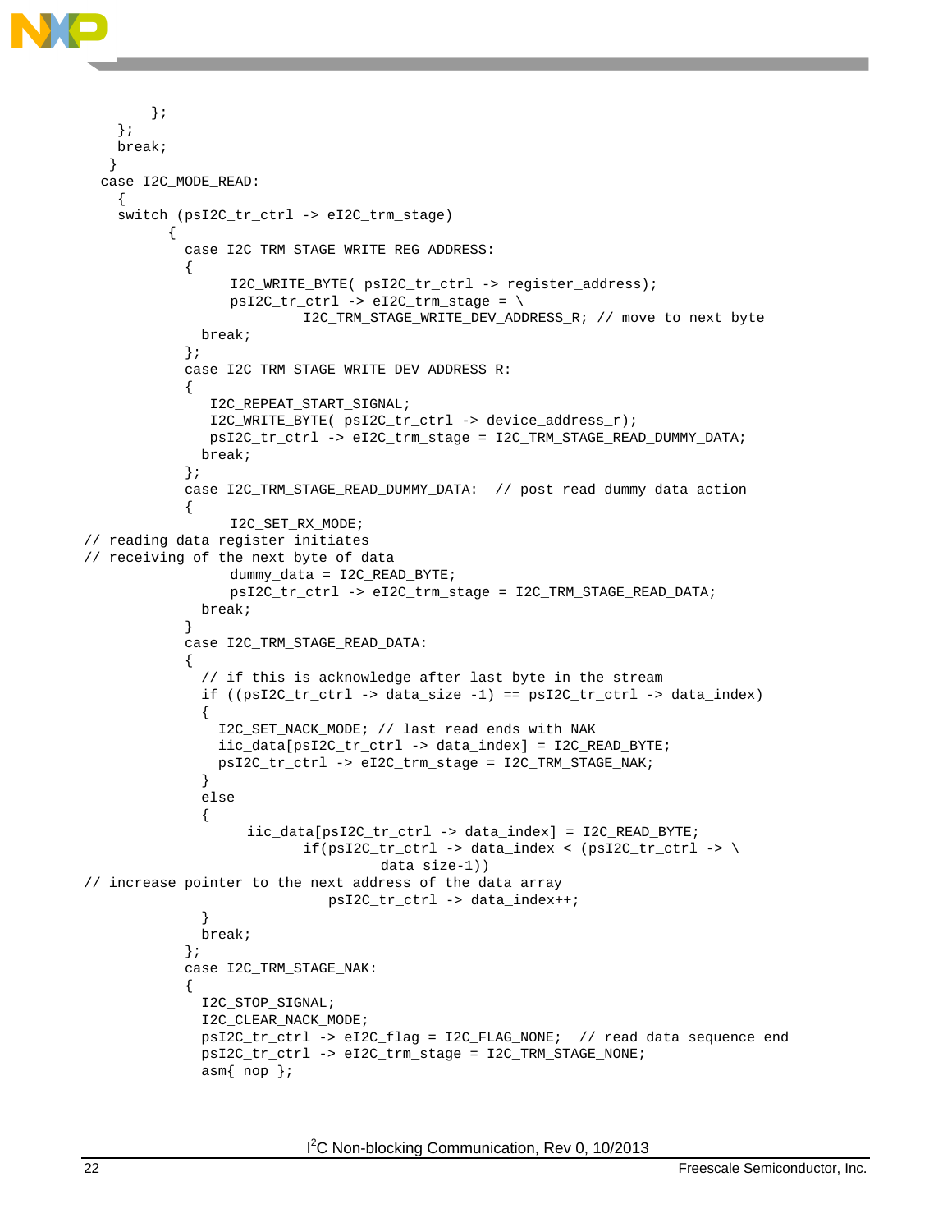```
        };
    };
    break;
   }
  case I2C_MODE_READ:
    {
    switch (psI2C_tr_ctrl -> eI2C_trm_stage)
          {
            case I2C_TRM_STAGE_WRITE_REG_ADDRESS:
            {
                 I2C_WRITE_BYTE( psI2C_tr_ctrl -> register_address);
                 psI2C_tr_ctrl -> eI2C_trm_stage = \
                         I2C_TRM_STAGE_WRITE_DEV_ADDRESS_R; // move to next byte
              break;
            };
            case I2C_TRM_STAGE_WRITE_DEV_ADDRESS_R:
            {
               I2C_REPEAT_START_SIGNAL;
               I2C_WRITE_BYTE( psI2C_tr_ctrl -> device_address_r);
               psI2C_tr_ctrl -> eI2C_trm_stage = I2C_TRM_STAGE_READ_DUMMY_DATA;
              break;
            };
            case I2C_TRM_STAGE_READ_DUMMY_DATA:  // post read dummy data action
            {
                 I2C_SET_RX_MODE;
// reading data register initiates
// receiving of the next byte of data
                 dummy_data = I2C_READ_BYTE;
                 psI2C_tr_ctrl -> eI2C_trm_stage = I2C_TRM_STAGE_READ_DATA;
              break;
            }
            case I2C_TRM_STAGE_READ_DATA:
            {
              // if this is acknowledge after last byte in the stream
              if ((psI2C_tr_ctrl -> data_size -1) == psI2C_tr_ctrl -> data_index)
              {
                I2C_SET_NACK_MODE; // last read ends with NAK
                iic_data[psI2C_tr_ctrl -> data_index] = I2C_READ_BYTE;
                psI2C_tr_ctrl -> eI2C_trm_stage = I2C_TRM_STAGE_NAK;
              }
              else
              {
                   iic_data[psI2C_tr_ctrl -> data_index] = I2C_READ_BYTE;
                         if(psI2C_tr_ctrl -> data_index < (psI2C_tr_ctrl -> \
                                  data_size-1))
// increase pointer to the next address of the data array
                            psI2C_tr_ctrl -> data_index++;
              }
              break;
            };
            case I2C_TRM_STAGE_NAK:
            {
              I2C_STOP_SIGNAL;
              I2C_CLEAR_NACK_MODE;
              psI2C_tr_ctrl -> eI2C_flag = I2C_FLAG_NONE;  // read data sequence end
              psI2C_tr_ctrl -> eI2C_trm_stage = I2C_TRM_STAGE_NONE;
              asm{ nop };
```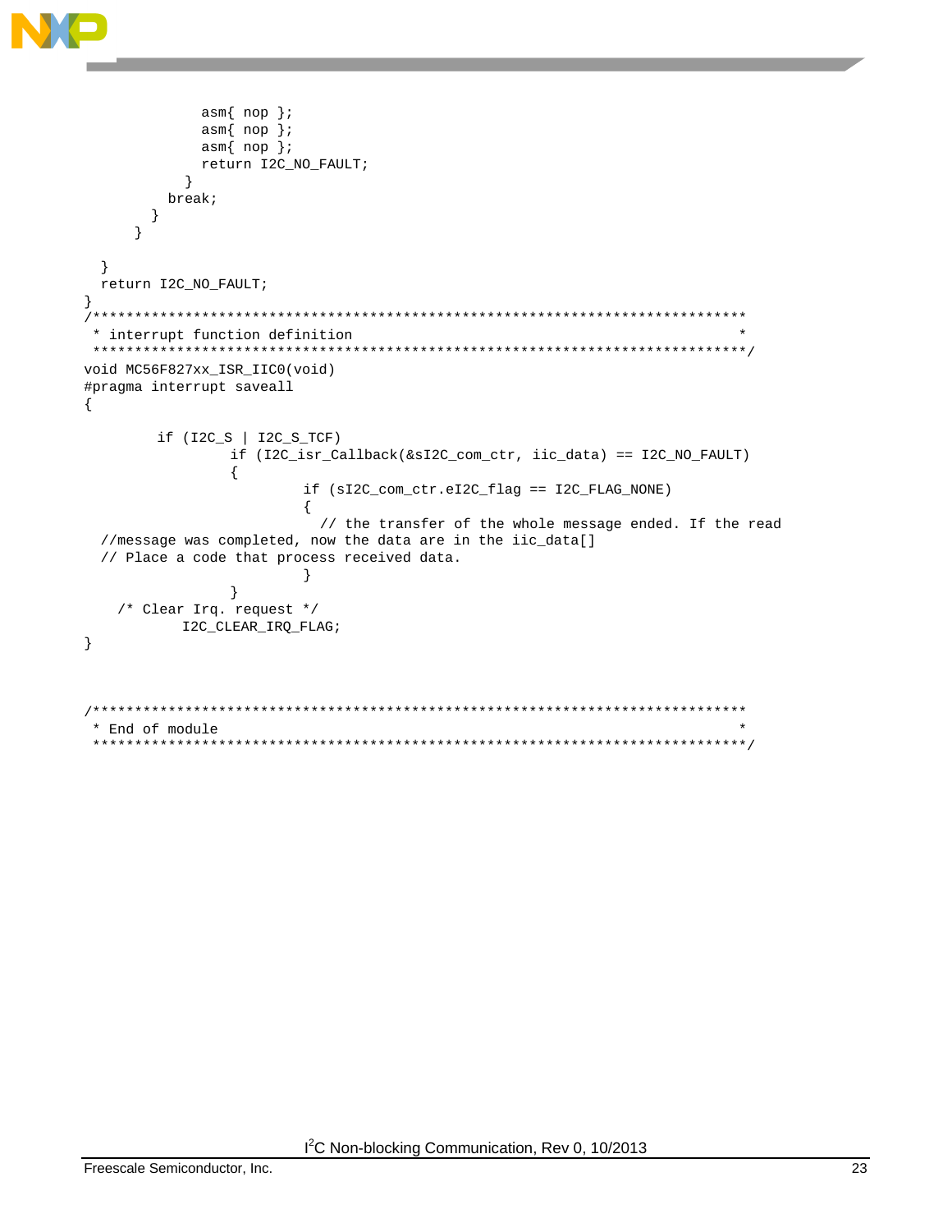```
            asm{ nop };
            asm{ nop };
            asm{ nop };
            return I2C_NO_FAULT;
          }
        break;
      }
    }

  }
  return I2C_NO_FAULT;
}
/*******************************************************************************
 * interrupt function definition                                               *
 *******************************************************************************/
void MC56F827xx_ISR_IIC0(void)
#pragma interrupt saveall
{

        if (I2C_S | I2C_S_TCF)
                if (I2C_isr_Callback(&sI2C_com_ctr, iic_data) == I2C_NO_FAULT)
                {
                        if (sI2C_com_ctr.eI2C_flag == I2C_FLAG_NONE)
                        {
                          // the transfer of the whole message ended. If the read
  //message was completed, now the data are in the iic_data[]
  // Place a code that process received data.
                        }
                }
    /* Clear Irq. request */
           I2C_CLEAR_IRQ_FLAG;
}


/*******************************************************************************
 * End of module                                                               *
 *******************************************************************************/
```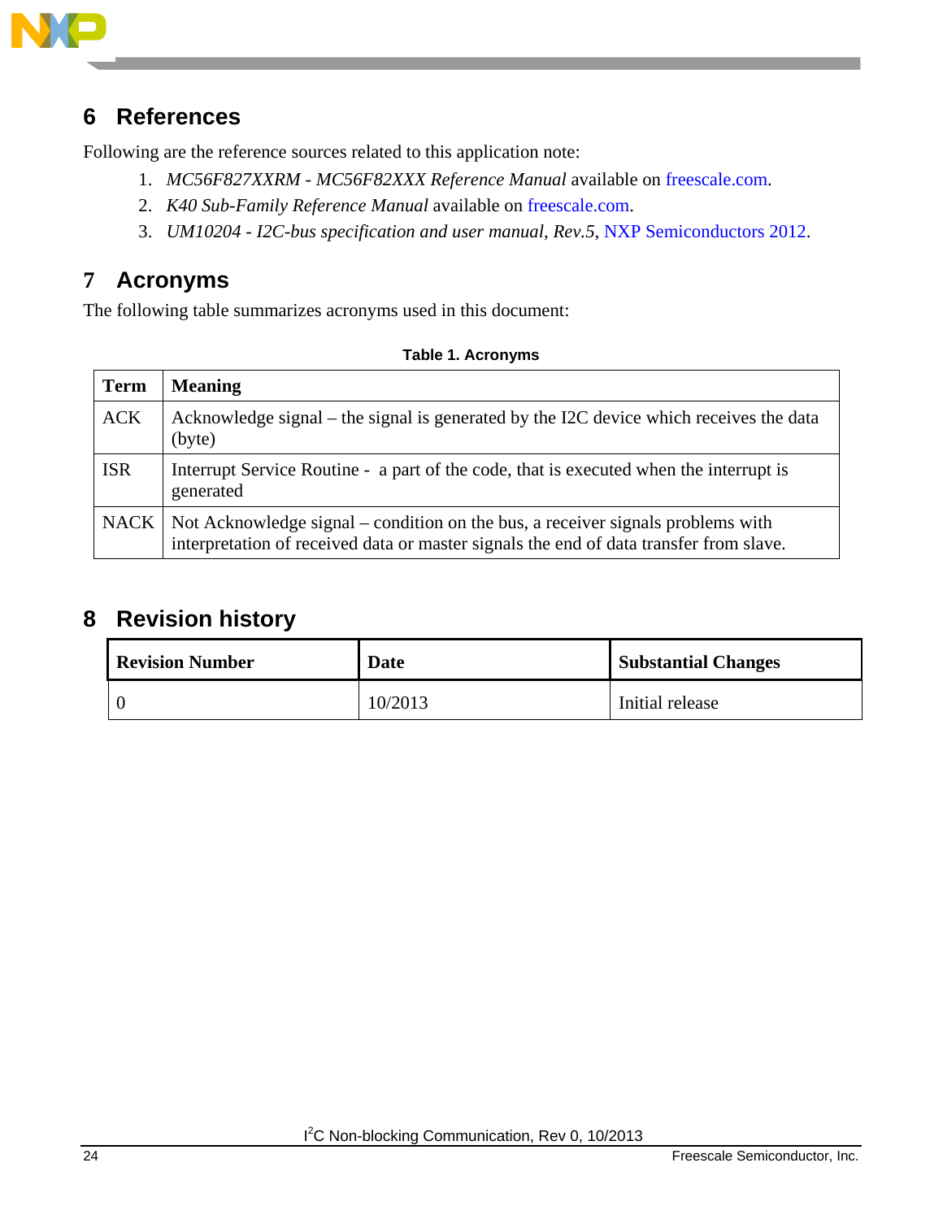## 6 References

Following are the reference sources related to this application note:

1. *MC56F827XXRM - MC56F82XXX Reference Manual* available on freescale.com.
2. *K40 Sub-Family Reference Manual* available on freescale.com.
3. *UM10204 - I2C-bus specification and user manual, Rev.5*, NXP Semiconductors 2012.

## 7 Acronyms

The following table summarizes acronyms used in this document:

**Table 1. Acronyms**

| Term | Meaning |
| --- | --- |
| ACK | Acknowledge signal – the signal is generated by the I2C device which receives the data (byte) |
| ISR | Interrupt Service Routine - a part of the code, that is executed when the interrupt is generated |
| NACK | Not Acknowledge signal – condition on the bus, a receiver signals problems with interpretation of received data or master signals the end of data transfer from slave. |

## 8 Revision history

| Revision Number | Date | Substantial Changes |
| --- | --- | --- |
| 0 | 10/2013 | Initial release |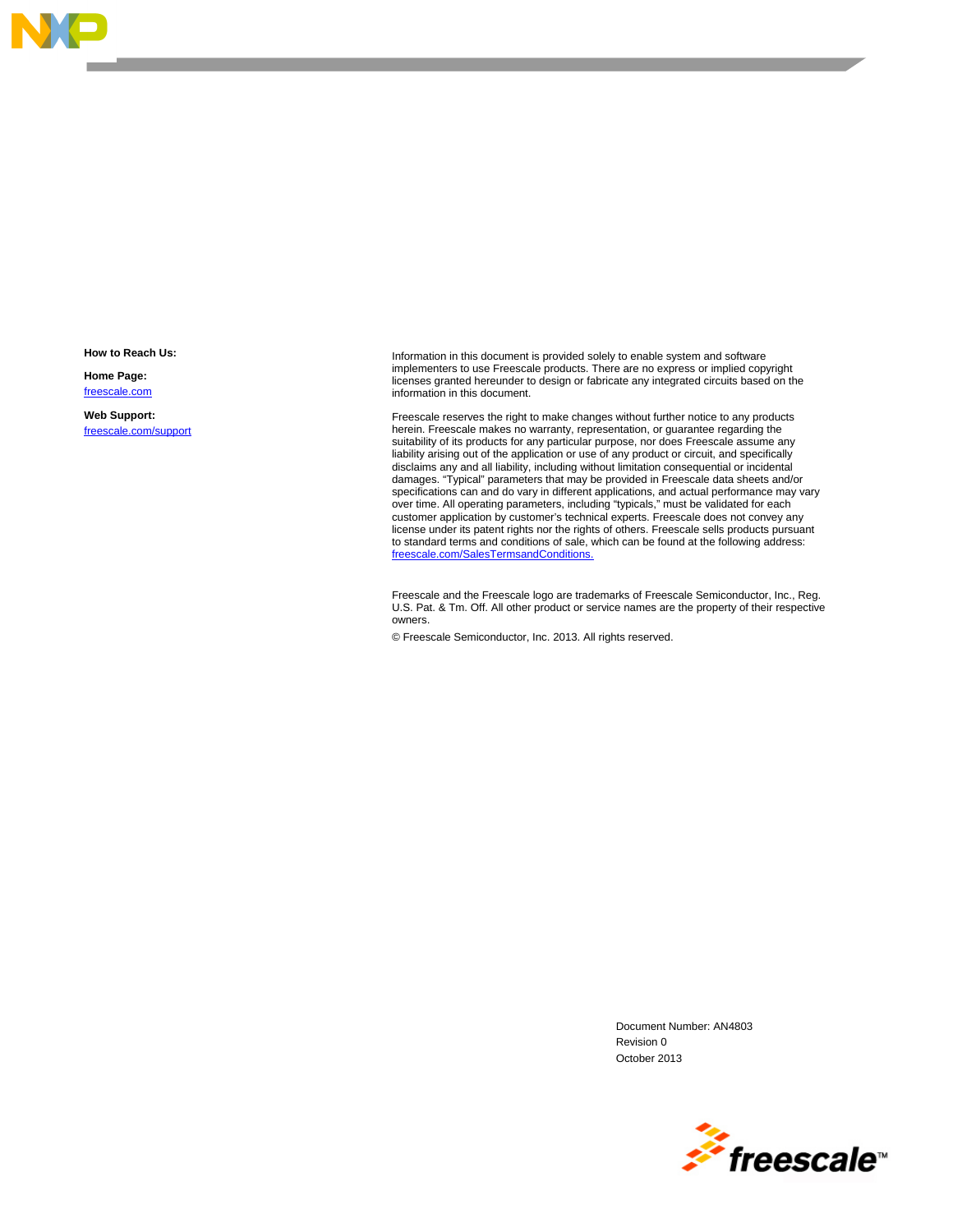**How to Reach Us:**

**Home Page:**
freescale.com

**Web Support:**
freescale.com/support

Information in this document is provided solely to enable system and software implementers to use Freescale products. There are no express or implied copyright licenses granted hereunder to design or fabricate any integrated circuits based on the information in this document.

Freescale reserves the right to make changes without further notice to any products herein. Freescale makes no warranty, representation, or guarantee regarding the suitability of its products for any particular purpose, nor does Freescale assume any liability arising out of the application or use of any product or circuit, and specifically disclaims any and all liability, including without limitation consequential or incidental damages. "Typical" parameters that may be provided in Freescale data sheets and/or specifications can and do vary in different applications, and actual performance may vary over time. All operating parameters, including "typicals," must be validated for each customer application by customer's technical experts. Freescale does not convey any license under its patent rights nor the rights of others. Freescale sells products pursuant to standard terms and conditions of sale, which can be found at the following address: freescale.com/SalesTermsandConditions.

Freescale and the Freescale logo are trademarks of Freescale Semiconductor, Inc., Reg. U.S. Pat. & Tm. Off. All other product or service names are the property of their respective owners.

© Freescale Semiconductor, Inc. 2013. All rights reserved.

Document Number: AN4803
Revision 0
October 2013